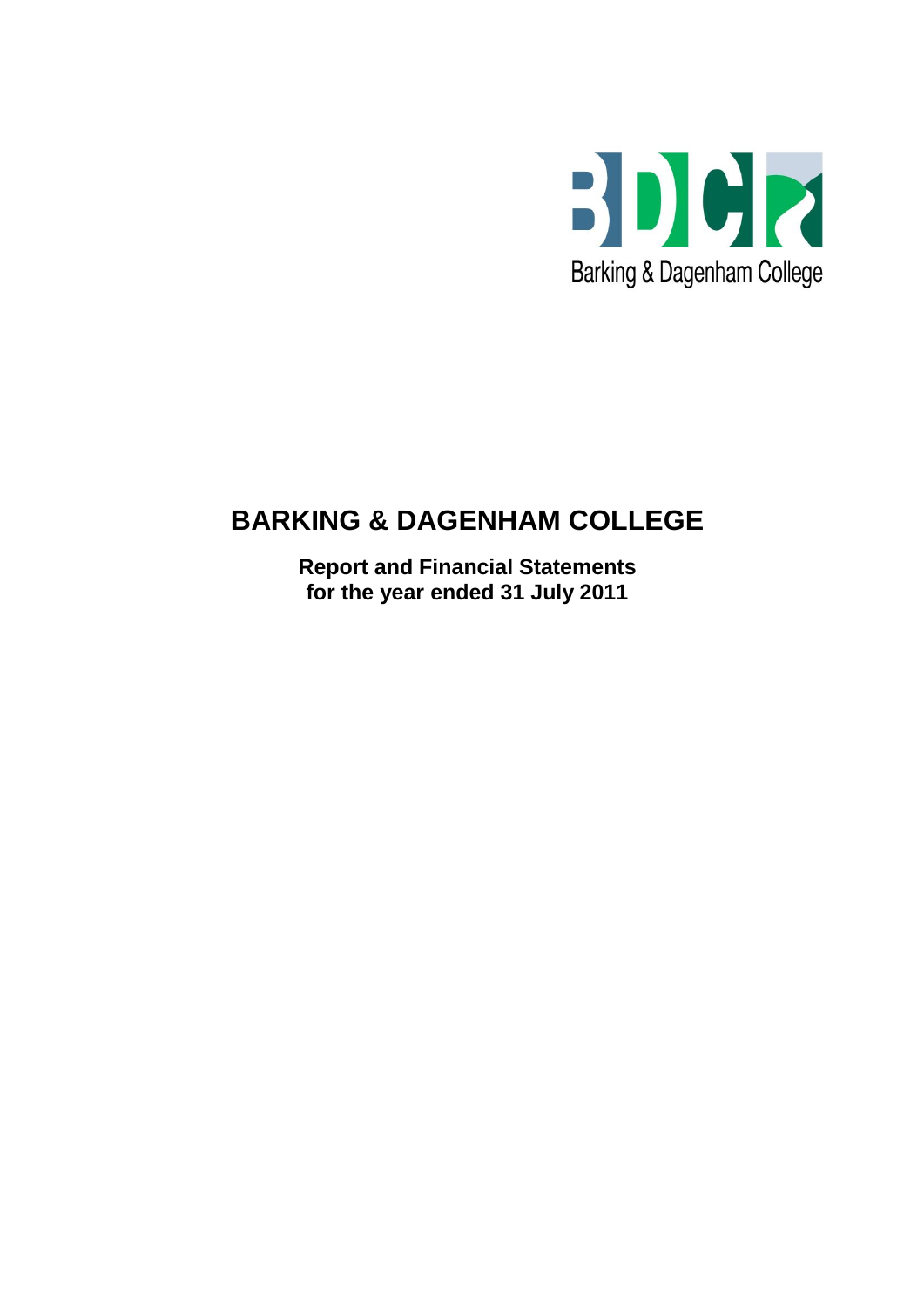Barking & Dagenham College

# BARKING & DAGENHAM COLLEGE

**Report and Financial Statements**
**for the year ended 31 July 2011**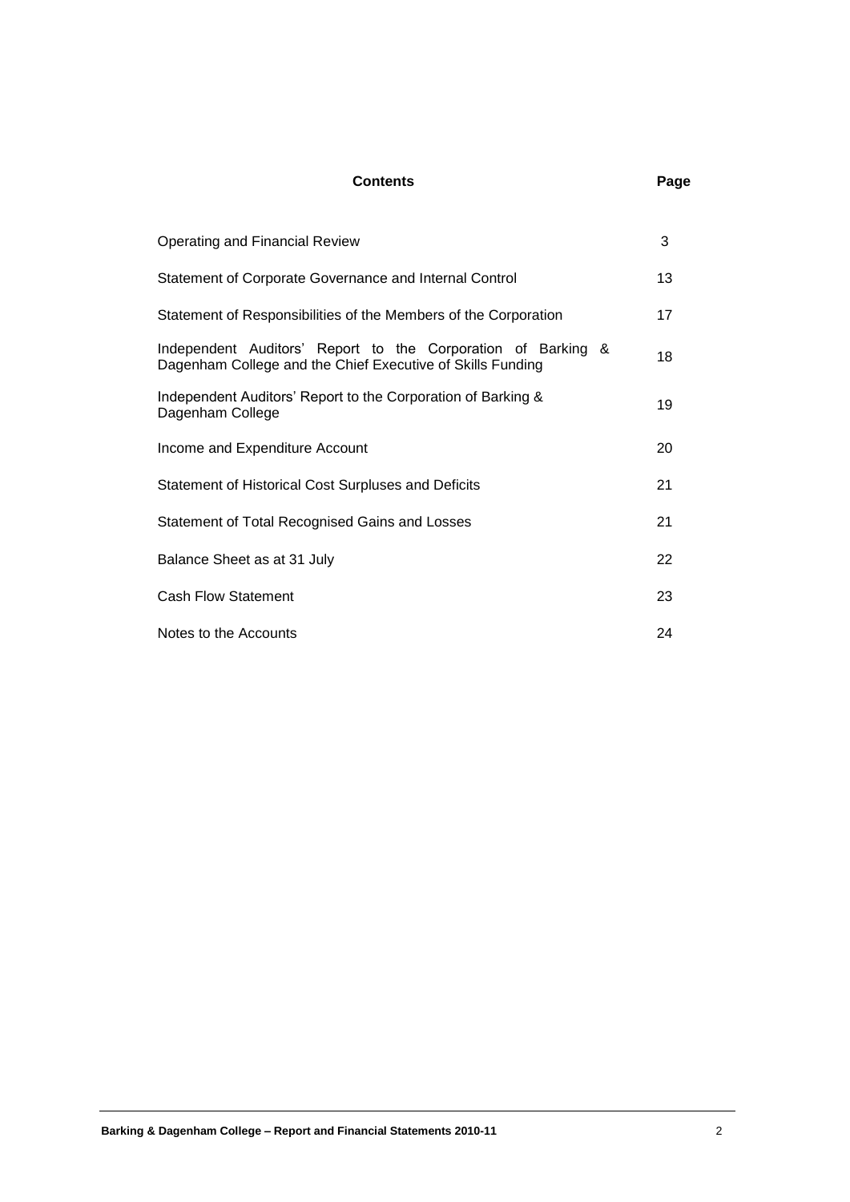| Contents | Page |
|---|---|
| Operating and Financial Review | 3 |
| Statement of Corporate Governance and Internal Control | 13 |
| Statement of Responsibilities of the Members of the Corporation | 17 |
| Independent Auditors' Report to the Corporation of Barking & Dagenham College and the Chief Executive of Skills Funding | 18 |
| Independent Auditors' Report to the Corporation of Barking & Dagenham College | 19 |
| Income and Expenditure Account | 20 |
| Statement of Historical Cost Surpluses and Deficits | 21 |
| Statement of Total Recognised Gains and Losses | 21 |
| Balance Sheet as at 31 July | 22 |
| Cash Flow Statement | 23 |
| Notes to the Accounts | 24 |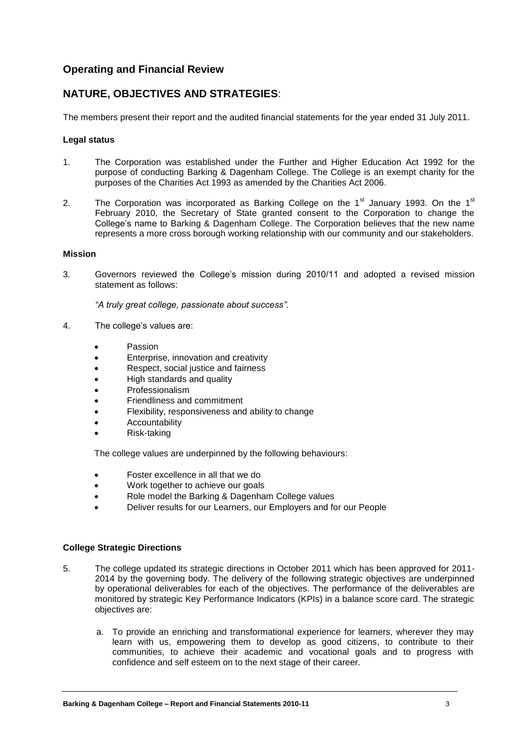## Operating and Financial Review

## NATURE, OBJECTIVES AND STRATEGIES:

The members present their report and the audited financial statements for the year ended 31 July 2011.

### Legal status

1. The Corporation was established under the Further and Higher Education Act 1992 for the purpose of conducting Barking & Dagenham College. The College is an exempt charity for the purposes of the Charities Act 1993 as amended by the Charities Act 2006.

2. The Corporation was incorporated as Barking College on the 1st January 1993. On the 1st February 2010, the Secretary of State granted consent to the Corporation to change the College's name to Barking & Dagenham College. The Corporation believes that the new name represents a more cross borough working relationship with our community and our stakeholders.

### Mission

3. Governors reviewed the College's mission during 2010/11 and adopted a revised mission statement as follows:

   *"A truly great college, passionate about success".*

4. The college's values are:

   - Passion
   - Enterprise, innovation and creativity
   - Respect, social justice and fairness
   - High standards and quality
   - Professionalism
   - Friendliness and commitment
   - Flexibility, responsiveness and ability to change
   - Accountability
   - Risk-taking

   The college values are underpinned by the following behaviours:

   - Foster excellence in all that we do
   - Work together to achieve our goals
   - Role model the Barking & Dagenham College values
   - Deliver results for our Learners, our Employers and for our People

### College Strategic Directions

5. The college updated its strategic directions in October 2011 which has been approved for 2011-2014 by the governing body. The delivery of the following strategic objectives are underpinned by operational deliverables for each of the objectives. The performance of the deliverables are monitored by strategic Key Performance Indicators (KPIs) in a balance score card. The strategic objectives are:

   a. To provide an enriching and transformational experience for learners, wherever they may learn with us, empowering them to develop as good citizens, to contribute to their communities, to achieve their academic and vocational goals and to progress with confidence and self esteem on to the next stage of their career.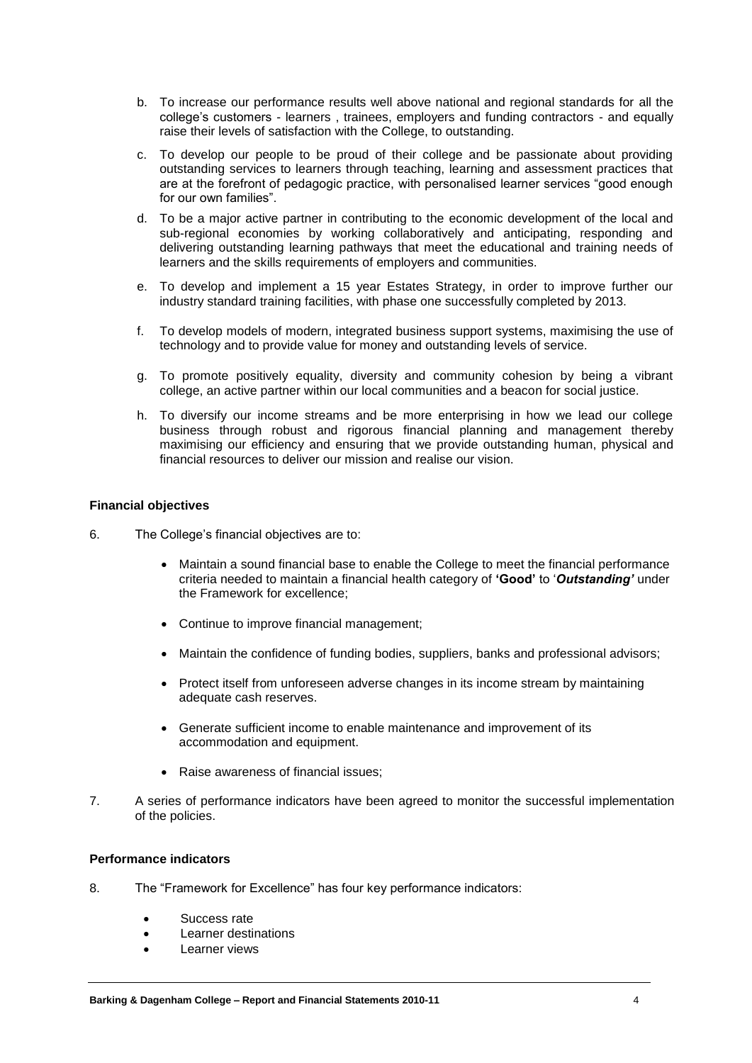b. To increase our performance results well above national and regional standards for all the college's customers - learners , trainees, employers and funding contractors - and equally raise their levels of satisfaction with the College, to outstanding.

c. To develop our people to be proud of their college and be passionate about providing outstanding services to learners through teaching, learning and assessment practices that are at the forefront of pedagogic practice, with personalised learner services "good enough for our own families".

d. To be a major active partner in contributing to the economic development of the local and sub-regional economies by working collaboratively and anticipating, responding and delivering outstanding learning pathways that meet the educational and training needs of learners and the skills requirements of employers and communities.

e. To develop and implement a 15 year Estates Strategy, in order to improve further our industry standard training facilities, with phase one successfully completed by 2013.

f. To develop models of modern, integrated business support systems, maximising the use of technology and to provide value for money and outstanding levels of service.

g. To promote positively equality, diversity and community cohesion by being a vibrant college, an active partner within our local communities and a beacon for social justice.

h. To diversify our income streams and be more enterprising in how we lead our college business through robust and rigorous financial planning and management thereby maximising our efficiency and ensuring that we provide outstanding human, physical and financial resources to deliver our mission and realise our vision.

**Financial objectives**

6. The College's financial objectives are to:

- Maintain a sound financial base to enable the College to meet the financial performance criteria needed to maintain a financial health category of **'Good'** to '***Outstanding'*** under the Framework for excellence;
- Continue to improve financial management;
- Maintain the confidence of funding bodies, suppliers, banks and professional advisors;
- Protect itself from unforeseen adverse changes in its income stream by maintaining adequate cash reserves.
- Generate sufficient income to enable maintenance and improvement of its accommodation and equipment.
- Raise awareness of financial issues;

7. A series of performance indicators have been agreed to monitor the successful implementation of the policies.

**Performance indicators**

8. The "Framework for Excellence" has four key performance indicators:

- Success rate
- Learner destinations
- Learner views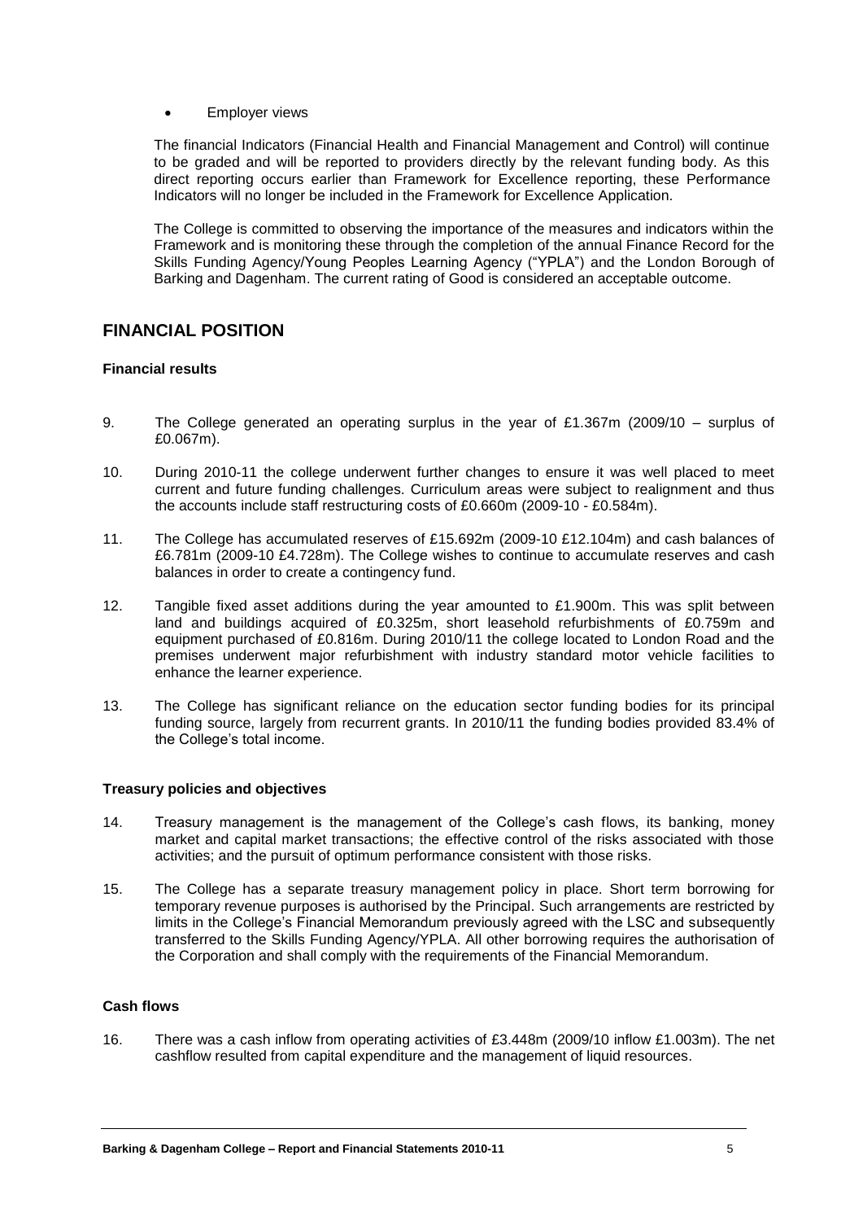- Employer views

The financial Indicators (Financial Health and Financial Management and Control) will continue to be graded and will be reported to providers directly by the relevant funding body. As this direct reporting occurs earlier than Framework for Excellence reporting, these Performance Indicators will no longer be included in the Framework for Excellence Application.

The College is committed to observing the importance of the measures and indicators within the Framework and is monitoring these through the completion of the annual Finance Record for the Skills Funding Agency/Young Peoples Learning Agency ("YPLA") and the London Borough of Barking and Dagenham. The current rating of Good is considered an acceptable outcome.

## FINANCIAL POSITION

### Financial results

9. The College generated an operating surplus in the year of £1.367m (2009/10 – surplus of £0.067m).

10. During 2010-11 the college underwent further changes to ensure it was well placed to meet current and future funding challenges. Curriculum areas were subject to realignment and thus the accounts include staff restructuring costs of £0.660m (2009-10 - £0.584m).

11. The College has accumulated reserves of £15.692m (2009-10 £12.104m) and cash balances of £6.781m (2009-10 £4.728m). The College wishes to continue to accumulate reserves and cash balances in order to create a contingency fund.

12. Tangible fixed asset additions during the year amounted to £1.900m. This was split between land and buildings acquired of £0.325m, short leasehold refurbishments of £0.759m and equipment purchased of £0.816m. During 2010/11 the college located to London Road and the premises underwent major refurbishment with industry standard motor vehicle facilities to enhance the learner experience.

13. The College has significant reliance on the education sector funding bodies for its principal funding source, largely from recurrent grants. In 2010/11 the funding bodies provided 83.4% of the College's total income.

### Treasury policies and objectives

14. Treasury management is the management of the College's cash flows, its banking, money market and capital market transactions; the effective control of the risks associated with those activities; and the pursuit of optimum performance consistent with those risks.

15. The College has a separate treasury management policy in place. Short term borrowing for temporary revenue purposes is authorised by the Principal. Such arrangements are restricted by limits in the College's Financial Memorandum previously agreed with the LSC and subsequently transferred to the Skills Funding Agency/YPLA. All other borrowing requires the authorisation of the Corporation and shall comply with the requirements of the Financial Memorandum.

### Cash flows

16. There was a cash inflow from operating activities of £3.448m (2009/10 inflow £1.003m). The net cashflow resulted from capital expenditure and the management of liquid resources.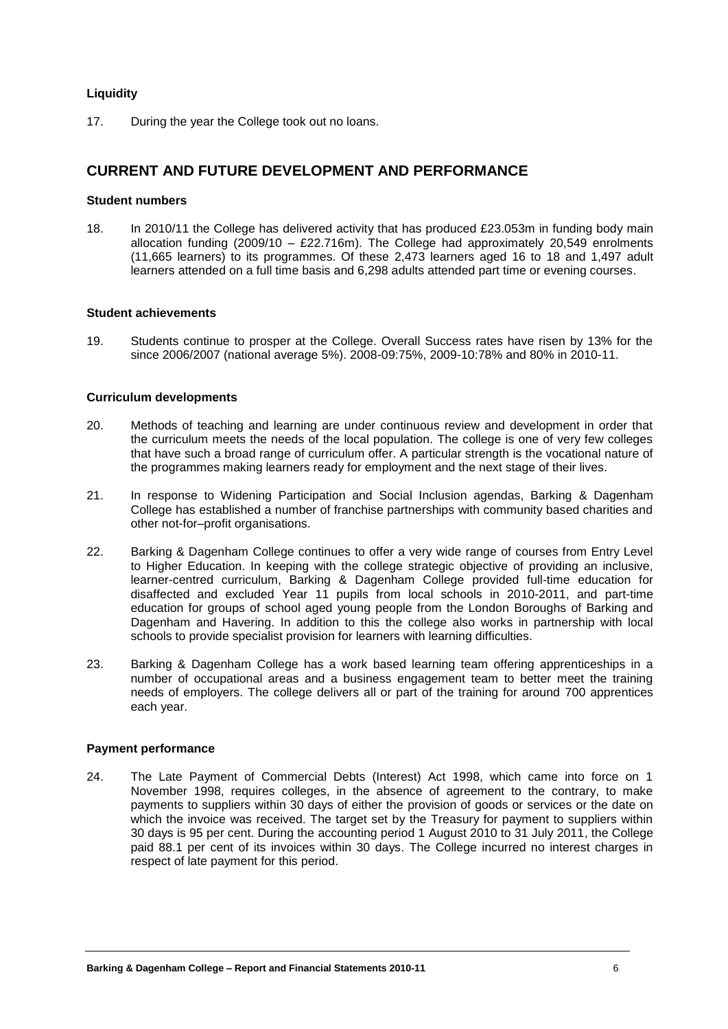### Liquidity

17. During the year the College took out no loans.

## CURRENT AND FUTURE DEVELOPMENT AND PERFORMANCE

### Student numbers

18. In 2010/11 the College has delivered activity that has produced £23.053m in funding body main allocation funding (2009/10 – £22.716m). The College had approximately 20,549 enrolments (11,665 learners) to its programmes. Of these 2,473 learners aged 16 to 18 and 1,497 adult learners attended on a full time basis and 6,298 adults attended part time or evening courses.

### Student achievements

19. Students continue to prosper at the College. Overall Success rates have risen by 13% for the since 2006/2007 (national average 5%). 2008-09:75%, 2009-10:78% and 80% in 2010-11.

### Curriculum developments

20. Methods of teaching and learning are under continuous review and development in order that the curriculum meets the needs of the local population. The college is one of very few colleges that have such a broad range of curriculum offer. A particular strength is the vocational nature of the programmes making learners ready for employment and the next stage of their lives.

21. In response to Widening Participation and Social Inclusion agendas, Barking & Dagenham College has established a number of franchise partnerships with community based charities and other not-for–profit organisations.

22. Barking & Dagenham College continues to offer a very wide range of courses from Entry Level to Higher Education. In keeping with the college strategic objective of providing an inclusive, learner-centred curriculum, Barking & Dagenham College provided full-time education for disaffected and excluded Year 11 pupils from local schools in 2010-2011, and part-time education for groups of school aged young people from the London Boroughs of Barking and Dagenham and Havering. In addition to this the college also works in partnership with local schools to provide specialist provision for learners with learning difficulties.

23. Barking & Dagenham College has a work based learning team offering apprenticeships in a number of occupational areas and a business engagement team to better meet the training needs of employers. The college delivers all or part of the training for around 700 apprentices each year.

### Payment performance

24. The Late Payment of Commercial Debts (Interest) Act 1998, which came into force on 1 November 1998, requires colleges, in the absence of agreement to the contrary, to make payments to suppliers within 30 days of either the provision of goods or services or the date on which the invoice was received. The target set by the Treasury for payment to suppliers within 30 days is 95 per cent. During the accounting period 1 August 2010 to 31 July 2011, the College paid 88.1 per cent of its invoices within 30 days. The College incurred no interest charges in respect of late payment for this period.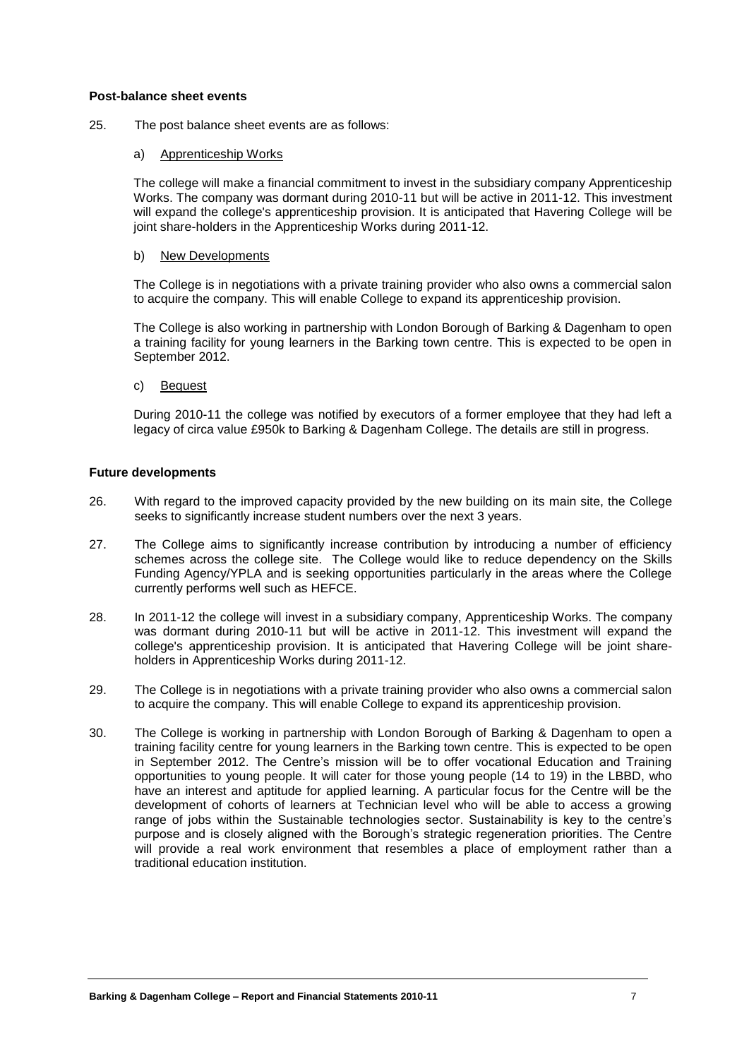**Post-balance sheet events**

25. The post balance sheet events are as follows:

a) Apprenticeship Works

The college will make a financial commitment to invest in the subsidiary company Apprenticeship Works. The company was dormant during 2010-11 but will be active in 2011-12. This investment will expand the college's apprenticeship provision. It is anticipated that Havering College will be joint share-holders in the Apprenticeship Works during 2011-12.

b) New Developments

The College is in negotiations with a private training provider who also owns a commercial salon to acquire the company. This will enable College to expand its apprenticeship provision.

The College is also working in partnership with London Borough of Barking & Dagenham to open a training facility for young learners in the Barking town centre. This is expected to be open in September 2012.

c) Bequest

During 2010-11 the college was notified by executors of a former employee that they had left a legacy of circa value £950k to Barking & Dagenham College. The details are still in progress.

**Future developments**

26. With regard to the improved capacity provided by the new building on its main site, the College seeks to significantly increase student numbers over the next 3 years.

27. The College aims to significantly increase contribution by introducing a number of efficiency schemes across the college site. The College would like to reduce dependency on the Skills Funding Agency/YPLA and is seeking opportunities particularly in the areas where the College currently performs well such as HEFCE.

28. In 2011-12 the college will invest in a subsidiary company, Apprenticeship Works. The company was dormant during 2010-11 but will be active in 2011-12. This investment will expand the college's apprenticeship provision. It is anticipated that Havering College will be joint share-holders in Apprenticeship Works during 2011-12.

29. The College is in negotiations with a private training provider who also owns a commercial salon to acquire the company. This will enable College to expand its apprenticeship provision.

30. The College is working in partnership with London Borough of Barking & Dagenham to open a training facility centre for young learners in the Barking town centre. This is expected to be open in September 2012. The Centre's mission will be to offer vocational Education and Training opportunities to young people. It will cater for those young people (14 to 19) in the LBBD, who have an interest and aptitude for applied learning. A particular focus for the Centre will be the development of cohorts of learners at Technician level who will be able to access a growing range of jobs within the Sustainable technologies sector. Sustainability is key to the centre's purpose and is closely aligned with the Borough's strategic regeneration priorities. The Centre will provide a real work environment that resembles a place of employment rather than a traditional education institution.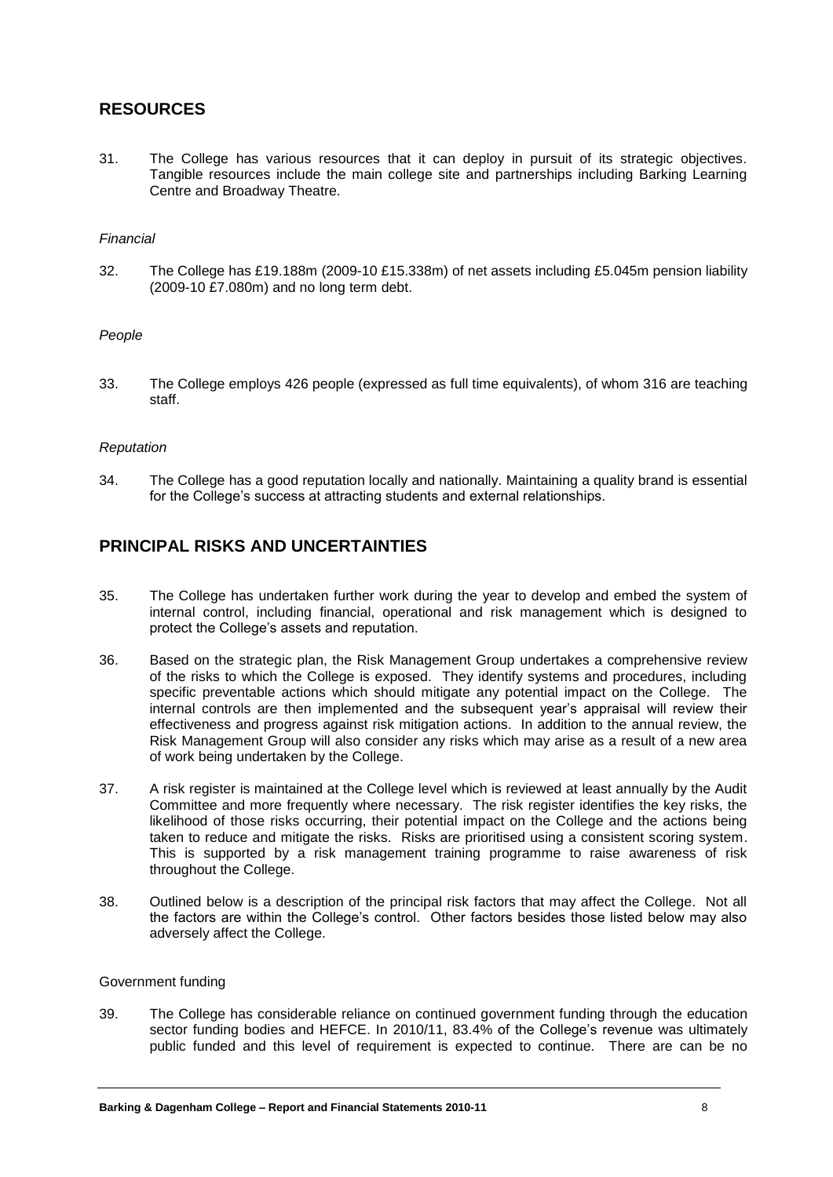## RESOURCES

31. The College has various resources that it can deploy in pursuit of its strategic objectives. Tangible resources include the main college site and partnerships including Barking Learning Centre and Broadway Theatre.

*Financial*

32. The College has £19.188m (2009-10 £15.338m) of net assets including £5.045m pension liability (2009-10 £7.080m) and no long term debt.

*People*

33. The College employs 426 people (expressed as full time equivalents), of whom 316 are teaching staff.

*Reputation*

34. The College has a good reputation locally and nationally. Maintaining a quality brand is essential for the College's success at attracting students and external relationships.

## PRINCIPAL RISKS AND UNCERTAINTIES

35. The College has undertaken further work during the year to develop and embed the system of internal control, including financial, operational and risk management which is designed to protect the College's assets and reputation.

36. Based on the strategic plan, the Risk Management Group undertakes a comprehensive review of the risks to which the College is exposed. They identify systems and procedures, including specific preventable actions which should mitigate any potential impact on the College. The internal controls are then implemented and the subsequent year's appraisal will review their effectiveness and progress against risk mitigation actions. In addition to the annual review, the Risk Management Group will also consider any risks which may arise as a result of a new area of work being undertaken by the College.

37. A risk register is maintained at the College level which is reviewed at least annually by the Audit Committee and more frequently where necessary. The risk register identifies the key risks, the likelihood of those risks occurring, their potential impact on the College and the actions being taken to reduce and mitigate the risks. Risks are prioritised using a consistent scoring system. This is supported by a risk management training programme to raise awareness of risk throughout the College.

38. Outlined below is a description of the principal risk factors that may affect the College. Not all the factors are within the College's control. Other factors besides those listed below may also adversely affect the College.

Government funding

39. The College has considerable reliance on continued government funding through the education sector funding bodies and HEFCE. In 2010/11, 83.4% of the College's revenue was ultimately public funded and this level of requirement is expected to continue. There are can be no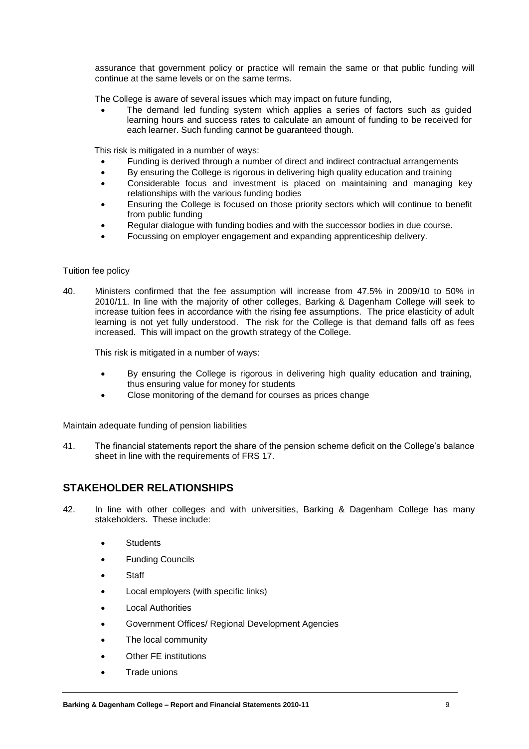assurance that government policy or practice will remain the same or that public funding will continue at the same levels or on the same terms.

The College is aware of several issues which may impact on future funding,

- The demand led funding system which applies a series of factors such as guided learning hours and success rates to calculate an amount of funding to be received for each learner. Such funding cannot be guaranteed though.

This risk is mitigated in a number of ways:

- Funding is derived through a number of direct and indirect contractual arrangements
- By ensuring the College is rigorous in delivering high quality education and training
- Considerable focus and investment is placed on maintaining and managing key relationships with the various funding bodies
- Ensuring the College is focused on those priority sectors which will continue to benefit from public funding
- Regular dialogue with funding bodies and with the successor bodies in due course.
- Focussing on employer engagement and expanding apprenticeship delivery.

Tuition fee policy

40. Ministers confirmed that the fee assumption will increase from 47.5% in 2009/10 to 50% in 2010/11. In line with the majority of other colleges, Barking & Dagenham College will seek to increase tuition fees in accordance with the rising fee assumptions. The price elasticity of adult learning is not yet fully understood. The risk for the College is that demand falls off as fees increased. This will impact on the growth strategy of the College.

    This risk is mitigated in a number of ways:

    - By ensuring the College is rigorous in delivering high quality education and training, thus ensuring value for money for students
    - Close monitoring of the demand for courses as prices change

Maintain adequate funding of pension liabilities

41. The financial statements report the share of the pension scheme deficit on the College's balance sheet in line with the requirements of FRS 17.

## STAKEHOLDER RELATIONSHIPS

42. In line with other colleges and with universities, Barking & Dagenham College has many stakeholders. These include:

    - Students
    - Funding Councils
    - Staff
    - Local employers (with specific links)
    - Local Authorities
    - Government Offices/ Regional Development Agencies
    - The local community
    - Other FE institutions
    - Trade unions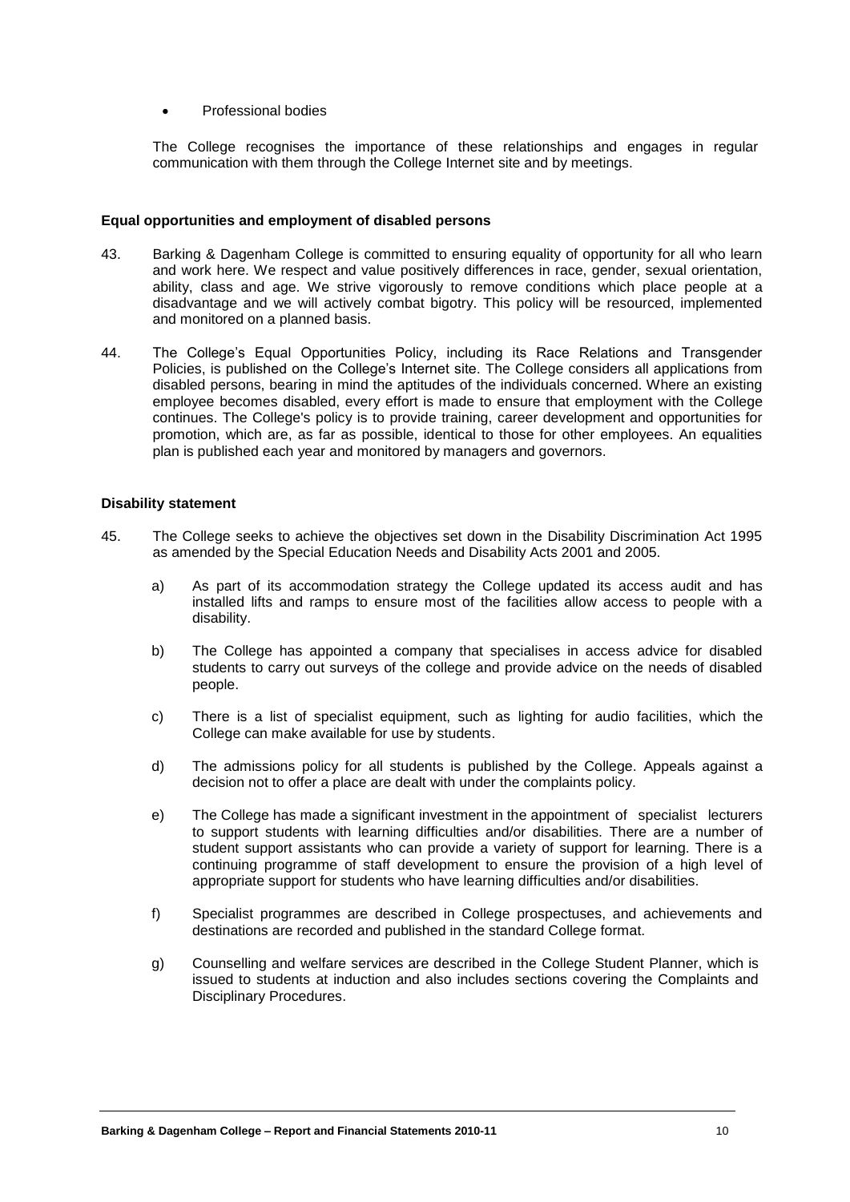- Professional bodies

The College recognises the importance of these relationships and engages in regular communication with them through the College Internet site and by meetings.

**Equal opportunities and employment of disabled persons**

43. Barking & Dagenham College is committed to ensuring equality of opportunity for all who learn and work here. We respect and value positively differences in race, gender, sexual orientation, ability, class and age. We strive vigorously to remove conditions which place people at a disadvantage and we will actively combat bigotry. This policy will be resourced, implemented and monitored on a planned basis.

44. The College's Equal Opportunities Policy, including its Race Relations and Transgender Policies, is published on the College's Internet site. The College considers all applications from disabled persons, bearing in mind the aptitudes of the individuals concerned. Where an existing employee becomes disabled, every effort is made to ensure that employment with the College continues. The College's policy is to provide training, career development and opportunities for promotion, which are, as far as possible, identical to those for other employees. An equalities plan is published each year and monitored by managers and governors.

**Disability statement**

45. The College seeks to achieve the objectives set down in the Disability Discrimination Act 1995 as amended by the Special Education Needs and Disability Acts 2001 and 2005.

    a) As part of its accommodation strategy the College updated its access audit and has installed lifts and ramps to ensure most of the facilities allow access to people with a disability.

    b) The College has appointed a company that specialises in access advice for disabled students to carry out surveys of the college and provide advice on the needs of disabled people.

    c) There is a list of specialist equipment, such as lighting for audio facilities, which the College can make available for use by students.

    d) The admissions policy for all students is published by the College. Appeals against a decision not to offer a place are dealt with under the complaints policy.

    e) The College has made a significant investment in the appointment of specialist lecturers to support students with learning difficulties and/or disabilities. There are a number of student support assistants who can provide a variety of support for learning. There is a continuing programme of staff development to ensure the provision of a high level of appropriate support for students who have learning difficulties and/or disabilities.

    f) Specialist programmes are described in College prospectuses, and achievements and destinations are recorded and published in the standard College format.

    g) Counselling and welfare services are described in the College Student Planner, which is issued to students at induction and also includes sections covering the Complaints and Disciplinary Procedures.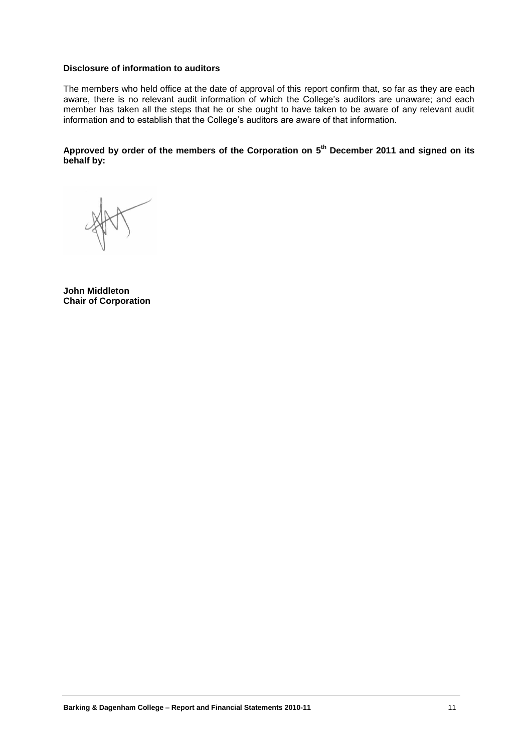**Disclosure of information to auditors**

The members who held office at the date of approval of this report confirm that, so far as they are each aware, there is no relevant audit information of which the College's auditors are unaware; and each member has taken all the steps that he or she ought to have taken to be aware of any relevant audit information and to establish that the College's auditors are aware of that information.

**Approved by order of the members of the Corporation on 5th December 2011 and signed on its behalf by:**

**John Middleton**
**Chair of Corporation**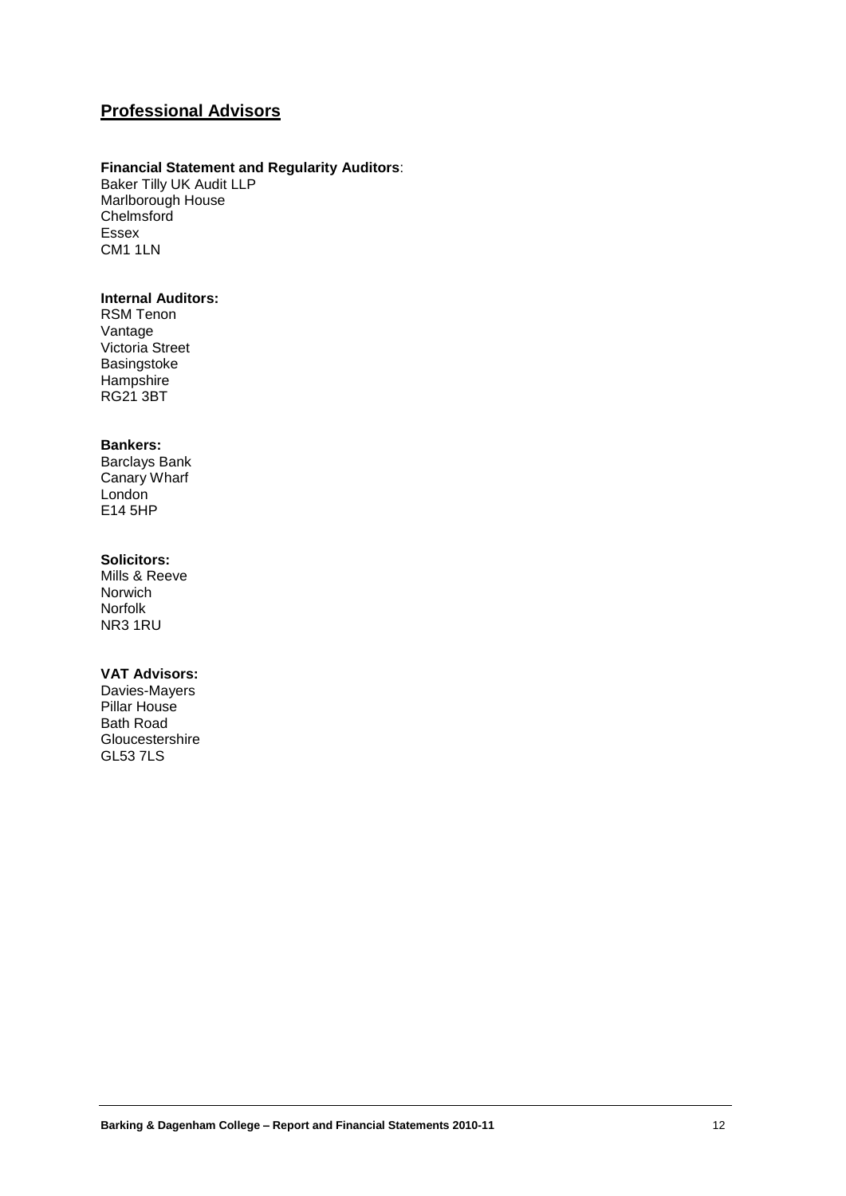## Professional Advisors

**Financial Statement and Regularity Auditors**:
Baker Tilly UK Audit LLP
Marlborough House
Chelmsford
Essex
CM1 1LN

**Internal Auditors:**
RSM Tenon
Vantage
Victoria Street
Basingstoke
Hampshire
RG21 3BT

**Bankers:**
Barclays Bank
Canary Wharf
London
E14 5HP

**Solicitors:**
Mills & Reeve
Norwich
Norfolk
NR3 1RU

**VAT Advisors:**
Davies-Mayers
Pillar House
Bath Road
Gloucestershire
GL53 7LS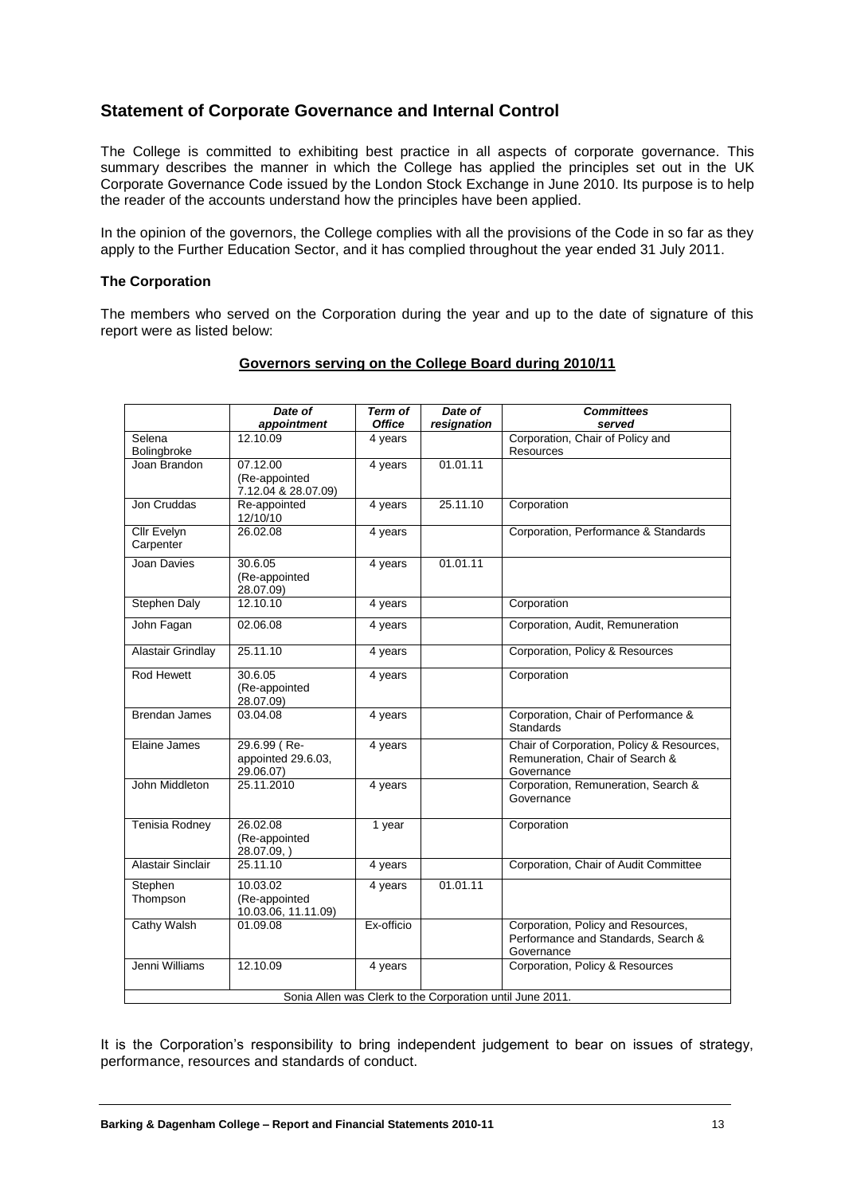## Statement of Corporate Governance and Internal Control

The College is committed to exhibiting best practice in all aspects of corporate governance. This summary describes the manner in which the College has applied the principles set out in the UK Corporate Governance Code issued by the London Stock Exchange in June 2010. Its purpose is to help the reader of the accounts understand how the principles have been applied.

In the opinion of the governors, the College complies with all the provisions of the Code in so far as they apply to the Further Education Sector, and it has complied throughout the year ended 31 July 2011.

### The Corporation

The members who served on the Corporation during the year and up to the date of signature of this report were as listed below:

**Governors serving on the College Board during 2010/11**

| | *Date of appointment* | *Term of Office* | *Date of resignation* | *Committees served* |
|---|---|---|---|---|
| Selena Bolingbroke | 12.10.09 | 4 years | | Corporation, Chair of Policy and Resources |
| Joan Brandon | 07.12.00 (Re-appointed 7.12.04 & 28.07.09) | 4 years | 01.01.11 | |
| Jon Cruddas | Re-appointed 12/10/10 | 4 years | 25.11.10 | Corporation |
| Cllr Evelyn Carpenter | 26.02.08 | 4 years | | Corporation, Performance & Standards |
| Joan Davies | 30.6.05 (Re-appointed 28.07.09) | 4 years | 01.01.11 | |
| Stephen Daly | 12.10.10 | 4 years | | Corporation |
| John Fagan | 02.06.08 | 4 years | | Corporation, Audit, Remuneration |
| Alastair Grindlay | 25.11.10 | 4 years | | Corporation, Policy & Resources |
| Rod Hewett | 30.6.05 (Re-appointed 28.07.09) | 4 years | | Corporation |
| Brendan James | 03.04.08 | 4 years | | Corporation, Chair of Performance & Standards |
| Elaine James | 29.6.99 ( Re-appointed 29.6.03, 29.06.07) | 4 years | | Chair of Corporation, Policy & Resources, Remuneration, Chair of Search & Governance |
| John Middleton | 25.11.2010 | 4 years | | Corporation, Remuneration, Search & Governance |
| Tenisia Rodney | 26.02.08 (Re-appointed 28.07.09, ) | 1 year | | Corporation |
| Alastair Sinclair | 25.11.10 | 4 years | | Corporation, Chair of Audit Committee |
| Stephen Thompson | 10.03.02 (Re-appointed 10.03.06, 11.11.09) | 4 years | 01.01.11 | |
| Cathy Walsh | 01.09.08 | Ex-officio | | Corporation, Policy and Resources, Performance and Standards, Search & Governance |
| Jenni Williams | 12.10.09 | 4 years | | Corporation, Policy & Resources |
| Sonia Allen was Clerk to the Corporation until June 2011. | | | | |

It is the Corporation's responsibility to bring independent judgement to bear on issues of strategy, performance, resources and standards of conduct.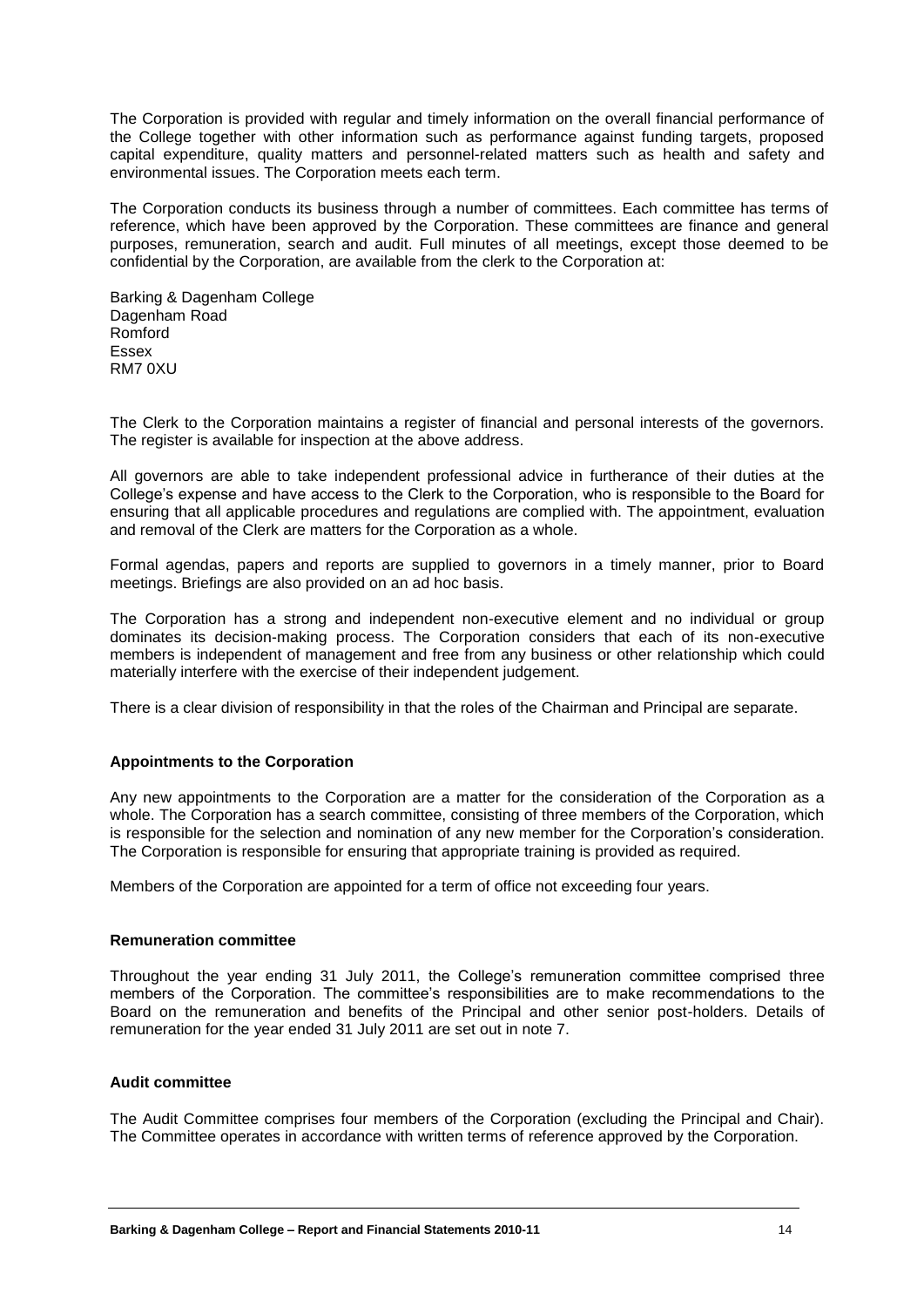The Corporation is provided with regular and timely information on the overall financial performance of the College together with other information such as performance against funding targets, proposed capital expenditure, quality matters and personnel-related matters such as health and safety and environmental issues. The Corporation meets each term.

The Corporation conducts its business through a number of committees. Each committee has terms of reference, which have been approved by the Corporation. These committees are finance and general purposes, remuneration, search and audit. Full minutes of all meetings, except those deemed to be confidential by the Corporation, are available from the clerk to the Corporation at:

Barking & Dagenham College
Dagenham Road
Romford
Essex
RM7 0XU

The Clerk to the Corporation maintains a register of financial and personal interests of the governors. The register is available for inspection at the above address.

All governors are able to take independent professional advice in furtherance of their duties at the College's expense and have access to the Clerk to the Corporation, who is responsible to the Board for ensuring that all applicable procedures and regulations are complied with. The appointment, evaluation and removal of the Clerk are matters for the Corporation as a whole.

Formal agendas, papers and reports are supplied to governors in a timely manner, prior to Board meetings. Briefings are also provided on an ad hoc basis.

The Corporation has a strong and independent non-executive element and no individual or group dominates its decision-making process. The Corporation considers that each of its non-executive members is independent of management and free from any business or other relationship which could materially interfere with the exercise of their independent judgement.

There is a clear division of responsibility in that the roles of the Chairman and Principal are separate.

**Appointments to the Corporation**

Any new appointments to the Corporation are a matter for the consideration of the Corporation as a whole. The Corporation has a search committee, consisting of three members of the Corporation, which is responsible for the selection and nomination of any new member for the Corporation's consideration. The Corporation is responsible for ensuring that appropriate training is provided as required.

Members of the Corporation are appointed for a term of office not exceeding four years.

**Remuneration committee**

Throughout the year ending 31 July 2011, the College's remuneration committee comprised three members of the Corporation. The committee's responsibilities are to make recommendations to the Board on the remuneration and benefits of the Principal and other senior post-holders. Details of remuneration for the year ended 31 July 2011 are set out in note 7.

**Audit committee**

The Audit Committee comprises four members of the Corporation (excluding the Principal and Chair). The Committee operates in accordance with written terms of reference approved by the Corporation.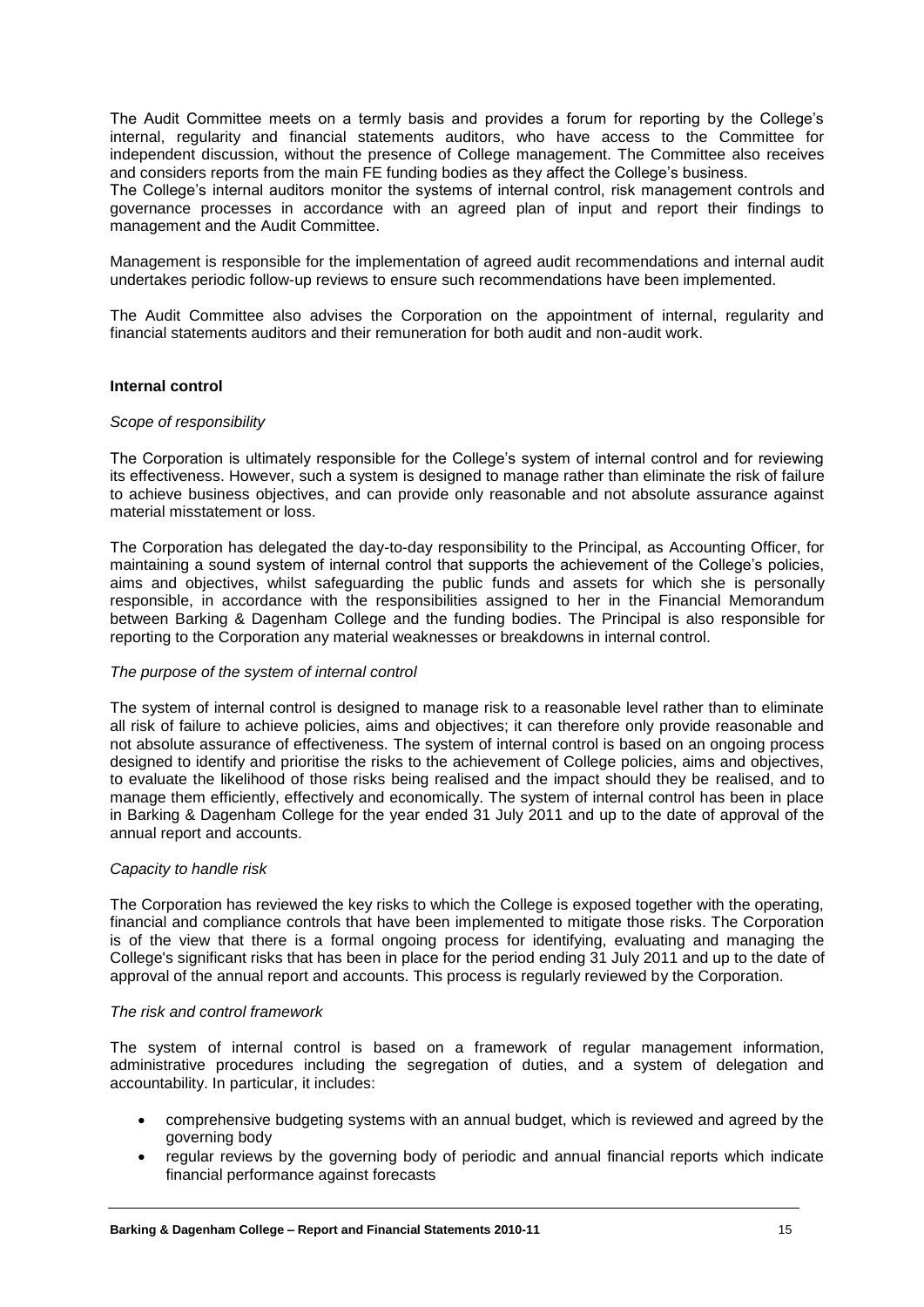The Audit Committee meets on a termly basis and provides a forum for reporting by the College's internal, regularity and financial statements auditors, who have access to the Committee for independent discussion, without the presence of College management. The Committee also receives and considers reports from the main FE funding bodies as they affect the College's business.

The College's internal auditors monitor the systems of internal control, risk management controls and governance processes in accordance with an agreed plan of input and report their findings to management and the Audit Committee.

Management is responsible for the implementation of agreed audit recommendations and internal audit undertakes periodic follow-up reviews to ensure such recommendations have been implemented.

The Audit Committee also advises the Corporation on the appointment of internal, regularity and financial statements auditors and their remuneration for both audit and non-audit work.

**Internal control**

*Scope of responsibility*

The Corporation is ultimately responsible for the College's system of internal control and for reviewing its effectiveness. However, such a system is designed to manage rather than eliminate the risk of failure to achieve business objectives, and can provide only reasonable and not absolute assurance against material misstatement or loss.

The Corporation has delegated the day-to-day responsibility to the Principal, as Accounting Officer, for maintaining a sound system of internal control that supports the achievement of the College's policies, aims and objectives, whilst safeguarding the public funds and assets for which she is personally responsible, in accordance with the responsibilities assigned to her in the Financial Memorandum between Barking & Dagenham College and the funding bodies. The Principal is also responsible for reporting to the Corporation any material weaknesses or breakdowns in internal control.

*The purpose of the system of internal control*

The system of internal control is designed to manage risk to a reasonable level rather than to eliminate all risk of failure to achieve policies, aims and objectives; it can therefore only provide reasonable and not absolute assurance of effectiveness. The system of internal control is based on an ongoing process designed to identify and prioritise the risks to the achievement of College policies, aims and objectives, to evaluate the likelihood of those risks being realised and the impact should they be realised, and to manage them efficiently, effectively and economically. The system of internal control has been in place in Barking & Dagenham College for the year ended 31 July 2011 and up to the date of approval of the annual report and accounts.

*Capacity to handle risk*

The Corporation has reviewed the key risks to which the College is exposed together with the operating, financial and compliance controls that have been implemented to mitigate those risks. The Corporation is of the view that there is a formal ongoing process for identifying, evaluating and managing the College's significant risks that has been in place for the period ending 31 July 2011 and up to the date of approval of the annual report and accounts. This process is regularly reviewed by the Corporation.

*The risk and control framework*

The system of internal control is based on a framework of regular management information, administrative procedures including the segregation of duties, and a system of delegation and accountability. In particular, it includes:

- comprehensive budgeting systems with an annual budget, which is reviewed and agreed by the governing body
- regular reviews by the governing body of periodic and annual financial reports which indicate financial performance against forecasts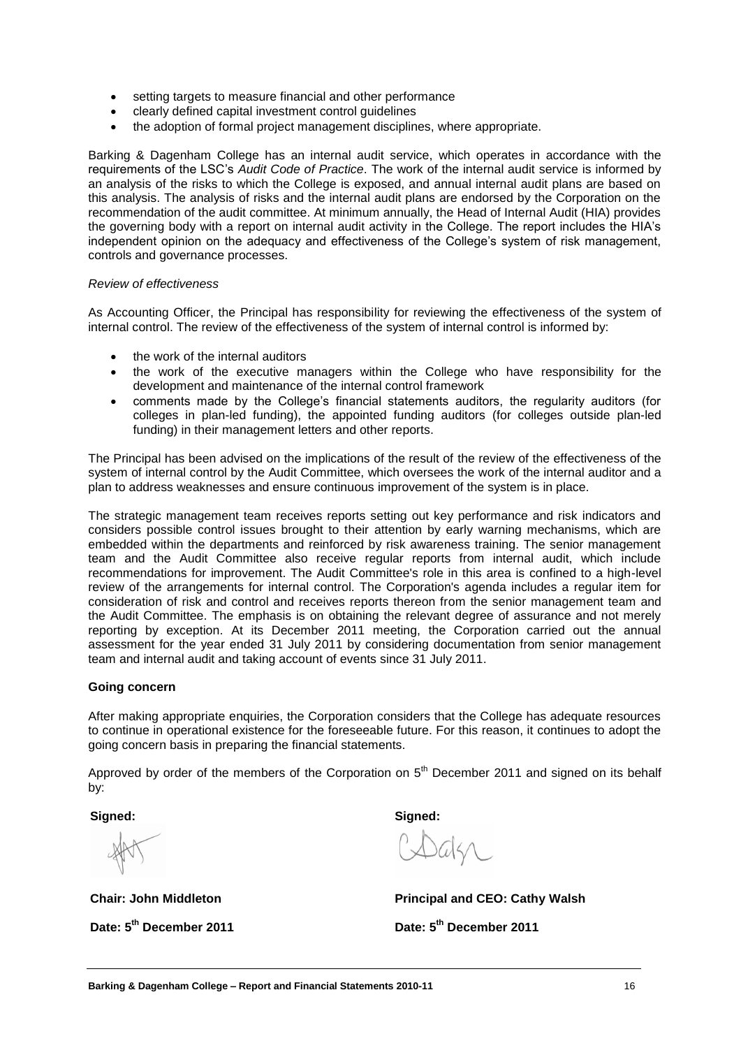- setting targets to measure financial and other performance
- clearly defined capital investment control guidelines
- the adoption of formal project management disciplines, where appropriate.

Barking & Dagenham College has an internal audit service, which operates in accordance with the requirements of the LSC's *Audit Code of Practice*. The work of the internal audit service is informed by an analysis of the risks to which the College is exposed, and annual internal audit plans are based on this analysis. The analysis of risks and the internal audit plans are endorsed by the Corporation on the recommendation of the audit committee. At minimum annually, the Head of Internal Audit (HIA) provides the governing body with a report on internal audit activity in the College. The report includes the HIA's independent opinion on the adequacy and effectiveness of the College's system of risk management, controls and governance processes.

*Review of effectiveness*

As Accounting Officer, the Principal has responsibility for reviewing the effectiveness of the system of internal control. The review of the effectiveness of the system of internal control is informed by:

- the work of the internal auditors
- the work of the executive managers within the College who have responsibility for the development and maintenance of the internal control framework
- comments made by the College's financial statements auditors, the regularity auditors (for colleges in plan-led funding), the appointed funding auditors (for colleges outside plan-led funding) in their management letters and other reports.

The Principal has been advised on the implications of the result of the review of the effectiveness of the system of internal control by the Audit Committee, which oversees the work of the internal auditor and a plan to address weaknesses and ensure continuous improvement of the system is in place.

The strategic management team receives reports setting out key performance and risk indicators and considers possible control issues brought to their attention by early warning mechanisms, which are embedded within the departments and reinforced by risk awareness training. The senior management team and the Audit Committee also receive regular reports from internal audit, which include recommendations for improvement. The Audit Committee's role in this area is confined to a high-level review of the arrangements for internal control. The Corporation's agenda includes a regular item for consideration of risk and control and receives reports thereon from the senior management team and the Audit Committee. The emphasis is on obtaining the relevant degree of assurance and not merely reporting by exception. At its December 2011 meeting, the Corporation carried out the annual assessment for the year ended 31 July 2011 by considering documentation from senior management team and internal audit and taking account of events since 31 July 2011.

**Going concern**

After making appropriate enquiries, the Corporation considers that the College has adequate resources to continue in operational existence for the foreseeable future. For this reason, it continues to adopt the going concern basis in preparing the financial statements.

Approved by order of the members of the Corporation on 5th December 2011 and signed on its behalf by:

**Signed:**

**Chair: John Middleton**

**Date: 5th December 2011**

**Signed:**

**Principal and CEO: Cathy Walsh**

**Date: 5th December 2011**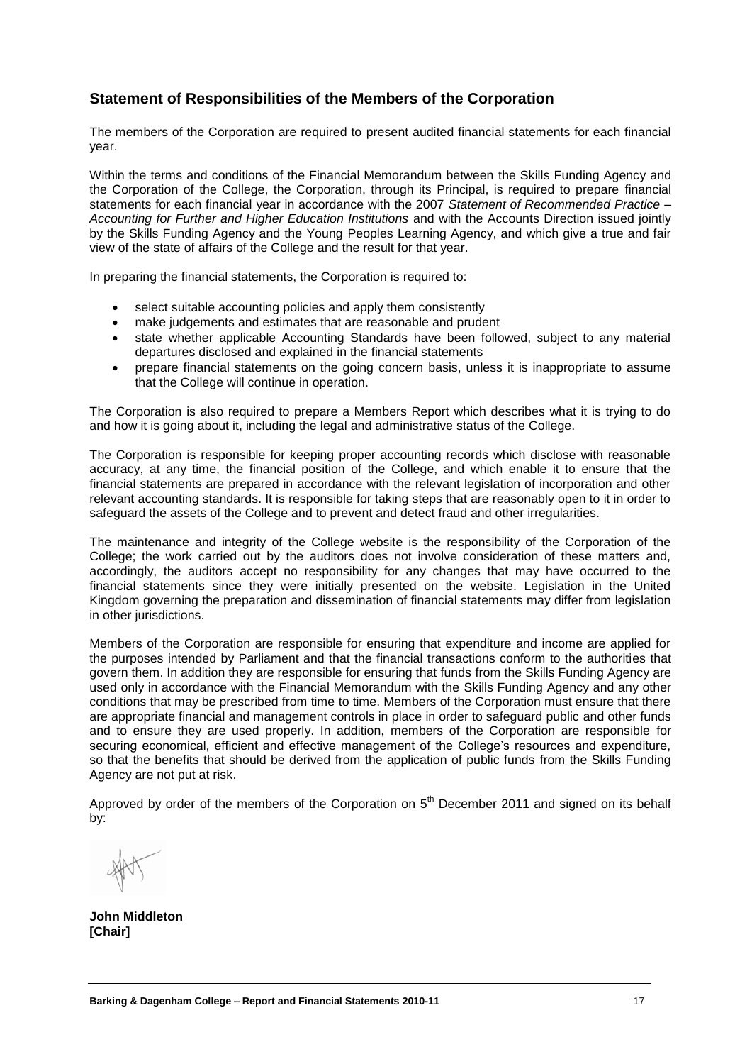## Statement of Responsibilities of the Members of the Corporation

The members of the Corporation are required to present audited financial statements for each financial year.

Within the terms and conditions of the Financial Memorandum between the Skills Funding Agency and the Corporation of the College, the Corporation, through its Principal, is required to prepare financial statements for each financial year in accordance with the 2007 *Statement of Recommended Practice – Accounting for Further and Higher Education Institutions* and with the Accounts Direction issued jointly by the Skills Funding Agency and the Young Peoples Learning Agency, and which give a true and fair view of the state of affairs of the College and the result for that year.

In preparing the financial statements, the Corporation is required to:

- select suitable accounting policies and apply them consistently
- make judgements and estimates that are reasonable and prudent
- state whether applicable Accounting Standards have been followed, subject to any material departures disclosed and explained in the financial statements
- prepare financial statements on the going concern basis, unless it is inappropriate to assume that the College will continue in operation.

The Corporation is also required to prepare a Members Report which describes what it is trying to do and how it is going about it, including the legal and administrative status of the College.

The Corporation is responsible for keeping proper accounting records which disclose with reasonable accuracy, at any time, the financial position of the College, and which enable it to ensure that the financial statements are prepared in accordance with the relevant legislation of incorporation and other relevant accounting standards. It is responsible for taking steps that are reasonably open to it in order to safeguard the assets of the College and to prevent and detect fraud and other irregularities.

The maintenance and integrity of the College website is the responsibility of the Corporation of the College; the work carried out by the auditors does not involve consideration of these matters and, accordingly, the auditors accept no responsibility for any changes that may have occurred to the financial statements since they were initially presented on the website. Legislation in the United Kingdom governing the preparation and dissemination of financial statements may differ from legislation in other jurisdictions.

Members of the Corporation are responsible for ensuring that expenditure and income are applied for the purposes intended by Parliament and that the financial transactions conform to the authorities that govern them. In addition they are responsible for ensuring that funds from the Skills Funding Agency are used only in accordance with the Financial Memorandum with the Skills Funding Agency and any other conditions that may be prescribed from time to time. Members of the Corporation must ensure that there are appropriate financial and management controls in place in order to safeguard public and other funds and to ensure they are used properly. In addition, members of the Corporation are responsible for securing economical, efficient and effective management of the College's resources and expenditure, so that the benefits that should be derived from the application of public funds from the Skills Funding Agency are not put at risk.

Approved by order of the members of the Corporation on 5th December 2011 and signed on its behalf by:

**John Middleton**
**[Chair]**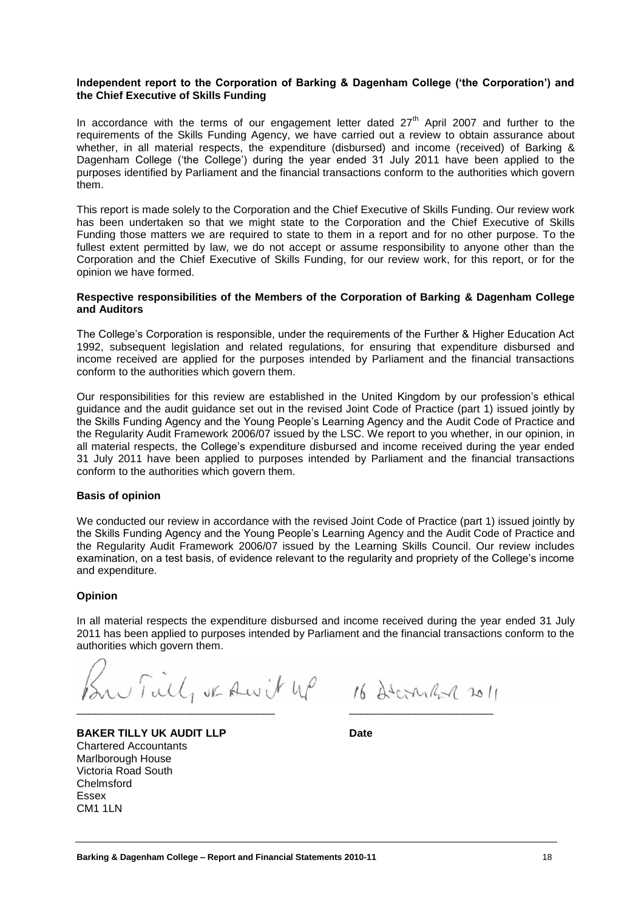**Independent report to the Corporation of Barking & Dagenham College ('the Corporation') and the Chief Executive of Skills Funding**

In accordance with the terms of our engagement letter dated 27th April 2007 and further to the requirements of the Skills Funding Agency, we have carried out a review to obtain assurance about whether, in all material respects, the expenditure (disbursed) and income (received) of Barking & Dagenham College ('the College') during the year ended 31 July 2011 have been applied to the purposes identified by Parliament and the financial transactions conform to the authorities which govern them.

This report is made solely to the Corporation and the Chief Executive of Skills Funding. Our review work has been undertaken so that we might state to the Corporation and the Chief Executive of Skills Funding those matters we are required to state to them in a report and for no other purpose. To the fullest extent permitted by law, we do not accept or assume responsibility to anyone other than the Corporation and the Chief Executive of Skills Funding, for our review work, for this report, or for the opinion we have formed.

**Respective responsibilities of the Members of the Corporation of Barking & Dagenham College and Auditors**

The College's Corporation is responsible, under the requirements of the Further & Higher Education Act 1992, subsequent legislation and related regulations, for ensuring that expenditure disbursed and income received are applied for the purposes intended by Parliament and the financial transactions conform to the authorities which govern them.

Our responsibilities for this review are established in the United Kingdom by our profession's ethical guidance and the audit guidance set out in the revised Joint Code of Practice (part 1) issued jointly by the Skills Funding Agency and the Young People's Learning Agency and the Audit Code of Practice and the Regularity Audit Framework 2006/07 issued by the LSC. We report to you whether, in our opinion, in all material respects, the College's expenditure disbursed and income received during the year ended 31 July 2011 have been applied to purposes intended by Parliament and the financial transactions conform to the authorities which govern them.

**Basis of opinion**

We conducted our review in accordance with the revised Joint Code of Practice (part 1) issued jointly by the Skills Funding Agency and the Young People's Learning Agency and the Audit Code of Practice and the Regularity Audit Framework 2006/07 issued by the Learning Skills Council. Our review includes examination, on a test basis, of evidence relevant to the regularity and propriety of the College's income and expenditure.

**Opinion**

In all material respects the expenditure disbursed and income received during the year ended 31 July 2011 has been applied to purposes intended by Parliament and the financial transactions conform to the authorities which govern them.

Baker Tilly UK Audit LLP ______________________________ 16 December 2011 ______________________

**BAKER TILLY UK AUDIT LLP** **Date**
Chartered Accountants
Marlborough House
Victoria Road South
Chelmsford
Essex
CM1 1LN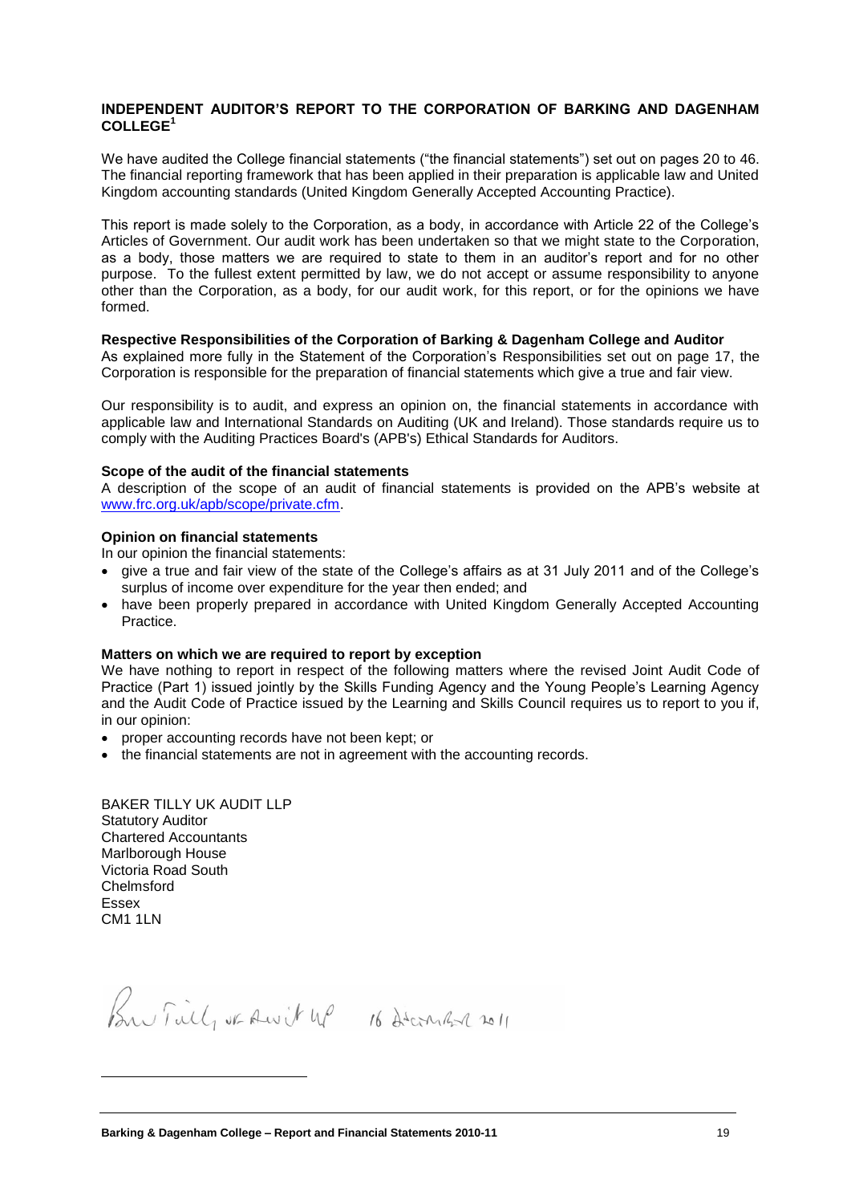## INDEPENDENT AUDITOR'S REPORT TO THE CORPORATION OF BARKING AND DAGENHAM COLLEGE[1]

We have audited the College financial statements ("the financial statements") set out on pages 20 to 46. The financial reporting framework that has been applied in their preparation is applicable law and United Kingdom accounting standards (United Kingdom Generally Accepted Accounting Practice).

This report is made solely to the Corporation, as a body, in accordance with Article 22 of the College's Articles of Government. Our audit work has been undertaken so that we might state to the Corporation, as a body, those matters we are required to state to them in an auditor's report and for no other purpose. To the fullest extent permitted by law, we do not accept or assume responsibility to anyone other than the Corporation, as a body, for our audit work, for this report, or for the opinions we have formed.

**Respective Responsibilities of the Corporation of Barking & Dagenham College and Auditor**

As explained more fully in the Statement of the Corporation's Responsibilities set out on page 17, the Corporation is responsible for the preparation of financial statements which give a true and fair view.

Our responsibility is to audit, and express an opinion on, the financial statements in accordance with applicable law and International Standards on Auditing (UK and Ireland). Those standards require us to comply with the Auditing Practices Board's (APB's) Ethical Standards for Auditors.

**Scope of the audit of the financial statements**

A description of the scope of an audit of financial statements is provided on the APB's website at www.frc.org.uk/apb/scope/private.cfm.

**Opinion on financial statements**

In our opinion the financial statements:

- give a true and fair view of the state of the College's affairs as at 31 July 2011 and of the College's surplus of income over expenditure for the year then ended; and
- have been properly prepared in accordance with United Kingdom Generally Accepted Accounting Practice.

**Matters on which we are required to report by exception**

We have nothing to report in respect of the following matters where the revised Joint Audit Code of Practice (Part 1) issued jointly by the Skills Funding Agency and the Young People's Learning Agency and the Audit Code of Practice issued by the Learning and Skills Council requires us to report to you if, in our opinion:

- proper accounting records have not been kept; or
- the financial statements are not in agreement with the accounting records.

BAKER TILLY UK AUDIT LLP
Statutory Auditor
Chartered Accountants
Marlborough House
Victoria Road South
Chelmsford
Essex
CM1 1LN

Baker Tilly UK Audit LLP 16 December 2011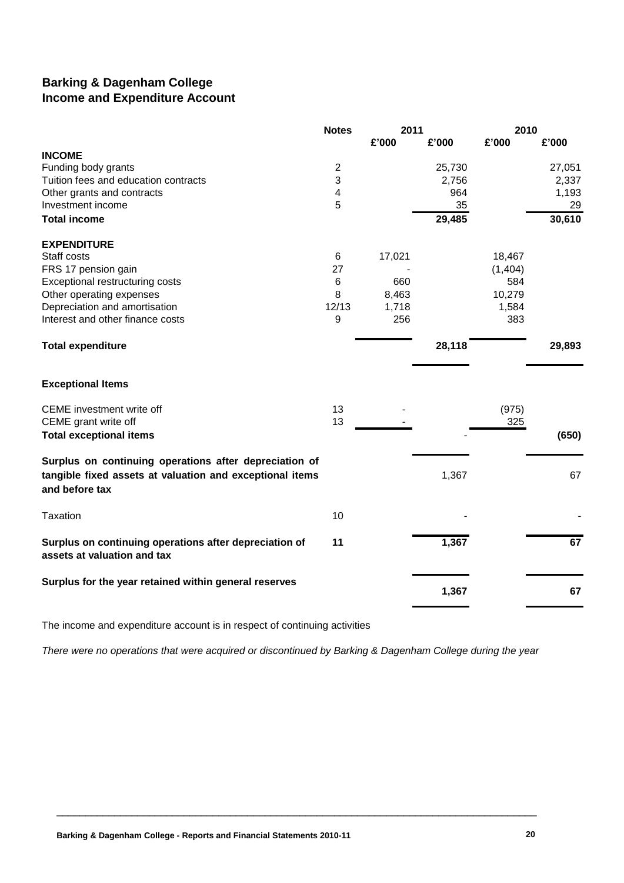## Barking & Dagenham College
## Income and Expenditure Account

| | Notes | 2011 | | 2010 | |
|---|---|---|---|---|---|
| | | £'000 | £'000 | £'000 | £'000 |
| **INCOME** | | | | | |
| Funding body grants | 2 | | 25,730 | | 27,051 |
| Tuition fees and education contracts | 3 | | 2,756 | | 2,337 |
| Other grants and contracts | 4 | | 964 | | 1,193 |
| Investment income | 5 | | 35 | | 29 |
| **Total income** | | | **29,485** | | **30,610** |
| **EXPENDITURE** | | | | | |
| Staff costs | 6 | 17,021 | | 18,467 | |
| FRS 17 pension gain | 27 | - | | (1,404) | |
| Exceptional restructuring costs | 6 | 660 | | 584 | |
| Other operating expenses | 8 | 8,463 | | 10,279 | |
| Depreciation and amortisation | 12/13 | 1,718 | | 1,584 | |
| Interest and other finance costs | 9 | 256 | | 383 | |
| **Total expenditure** | | | **28,118** | | **29,893** |
| **Exceptional Items** | | | | | |
| CEME investment write off | 13 | - | | (975) | |
| CEME grant write off | 13 | - | | 325 | |
| **Total exceptional items** | | | - | | **(650)** |
| **Surplus on continuing operations after depreciation of tangible fixed assets at valuation and exceptional items and before tax** | | | 1,367 | | 67 |
| Taxation | 10 | | - | | - |
| **Surplus on continuing operations after depreciation of assets at valuation and tax** | **11** | | **1,367** | | **67** |
| **Surplus for the year retained within general reserves** | | | **1,367** | | **67** |

The income and expenditure account is in respect of continuing activities

*There were no operations that were acquired or discontinued by Barking & Dagenham College during the year*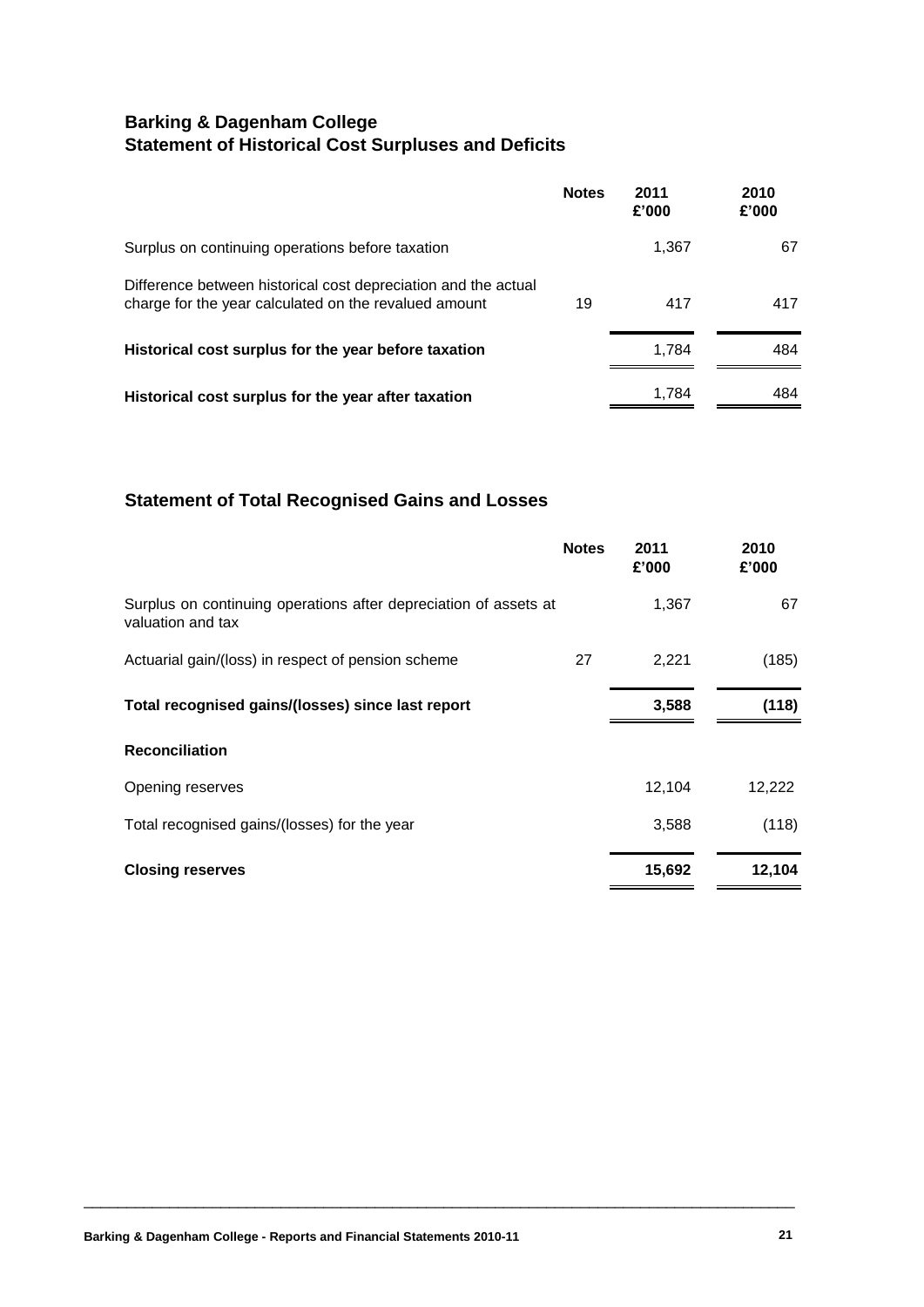## Barking & Dagenham College
## Statement of Historical Cost Surpluses and Deficits

| | Notes | 2011 £'000 | 2010 £'000 |
|---|---|---|---|
| Surplus on continuing operations before taxation | | 1,367 | 67 |
| Difference between historical cost depreciation and the actual charge for the year calculated on the revalued amount | 19 | 417 | 417 |
| **Historical cost surplus for the year before taxation** | | 1,784 | 484 |
| **Historical cost surplus for the year after taxation** | | 1,784 | 484 |

## Statement of Total Recognised Gains and Losses

| | Notes | 2011 £'000 | 2010 £'000 |
|---|---|---|---|
| Surplus on continuing operations after depreciation of assets at valuation and tax | | 1,367 | 67 |
| Actuarial gain/(loss) in respect of pension scheme | 27 | 2,221 | (185) |
| **Total recognised gains/(losses) since last report** | | **3,588** | **(118)** |
| **Reconciliation** | | | |
| Opening reserves | | 12,104 | 12,222 |
| Total recognised gains/(losses) for the year | | 3,588 | (118) |
| **Closing reserves** | | **15,692** | **12,104** |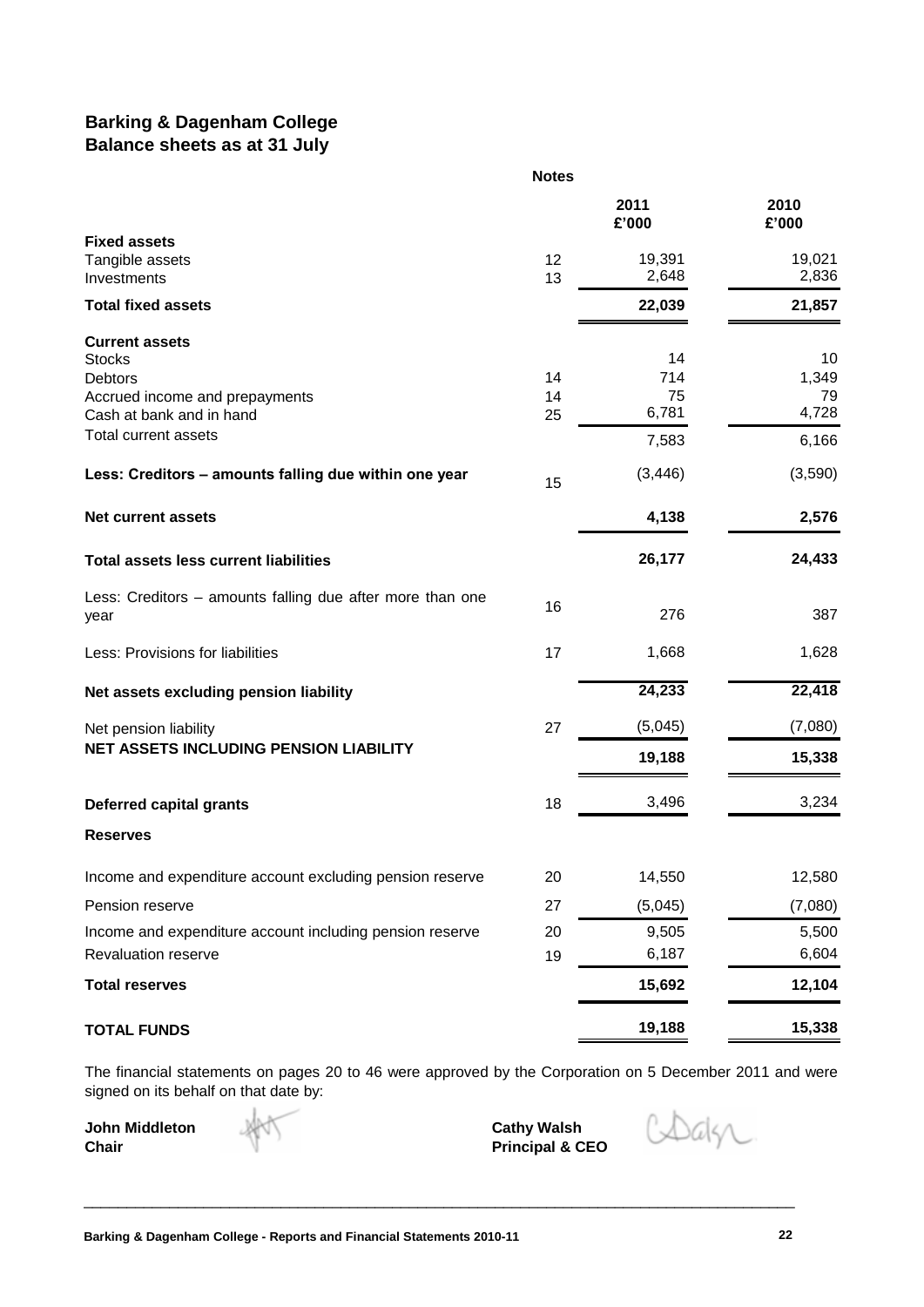## Barking & Dagenham College
## Balance sheets as at 31 July

| | Notes | 2011 £'000 | 2010 £'000 |
|---|---|---|---|
| **Fixed assets** | | | |
| Tangible assets | 12 | 19,391 | 19,021 |
| Investments | 13 | 2,648 | 2,836 |
| **Total fixed assets** | | **22,039** | **21,857** |
| **Current assets** | | | |
| Stocks | | 14 | 10 |
| Debtors | 14 | 714 | 1,349 |
| Accrued income and prepayments | 14 | 75 | 79 |
| Cash at bank and in hand | 25 | 6,781 | 4,728 |
| Total current assets | | 7,583 | 6,166 |
| **Less: Creditors – amounts falling due within one year** | 15 | (3,446) | (3,590) |
| **Net current assets** | | **4,138** | **2,576** |
| **Total assets less current liabilities** | | **26,177** | **24,433** |
| Less: Creditors – amounts falling due after more than one year | 16 | 276 | 387 |
| Less: Provisions for liabilities | 17 | 1,668 | 1,628 |
| **Net assets excluding pension liability** | | **24,233** | **22,418** |
| Net pension liability | 27 | (5,045) | (7,080) |
| **NET ASSETS INCLUDING PENSION LIABILITY** | | **19,188** | **15,338** |
| **Deferred capital grants** | 18 | 3,496 | 3,234 |
| **Reserves** | | | |
| Income and expenditure account excluding pension reserve | 20 | 14,550 | 12,580 |
| Pension reserve | 27 | (5,045) | (7,080) |
| Income and expenditure account including pension reserve | 20 | 9,505 | 5,500 |
| Revaluation reserve | 19 | 6,187 | 6,604 |
| **Total reserves** | | **15,692** | **12,104** |
| **TOTAL FUNDS** | | **19,188** | **15,338** |

The financial statements on pages 20 to 46 were approved by the Corporation on 5 December 2011 and were signed on its behalf on that date by:

**John Middleton**
**Chair**

**Cathy Walsh**
**Principal & CEO**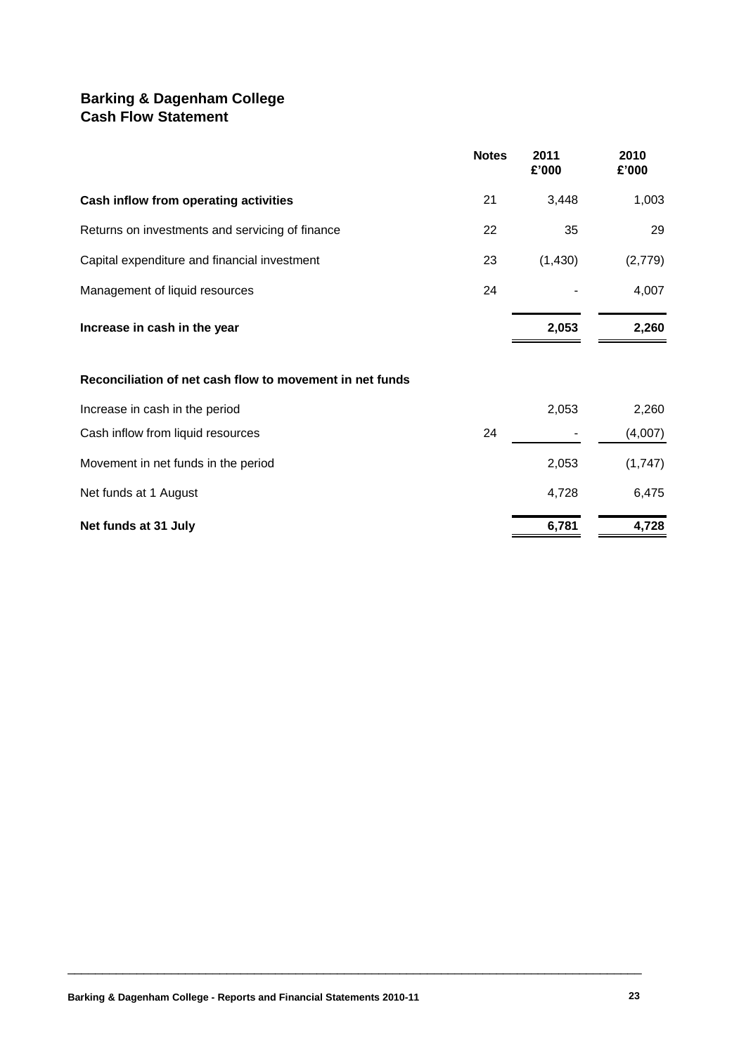# Barking & Dagenham College
## Cash Flow Statement

| | Notes | 2011 £'000 | 2010 £'000 |
|---|---|---|---|
| **Cash inflow from operating activities** | 21 | 3,448 | 1,003 |
| Returns on investments and servicing of finance | 22 | 35 | 29 |
| Capital expenditure and financial investment | 23 | (1,430) | (2,779) |
| Management of liquid resources | 24 | - | 4,007 |
| **Increase in cash in the year** | | **2,053** | **2,260** |

**Reconciliation of net cash flow to movement in net funds**

| | Notes | 2011 £'000 | 2010 £'000 |
|---|---|---|---|
| Increase in cash in the period | | 2,053 | 2,260 |
| Cash inflow from liquid resources | 24 | - | (4,007) |
| Movement in net funds in the period | | 2,053 | (1,747) |
| Net funds at 1 August | | 4,728 | 6,475 |
| **Net funds at 31 July** | | **6,781** | **4,728** |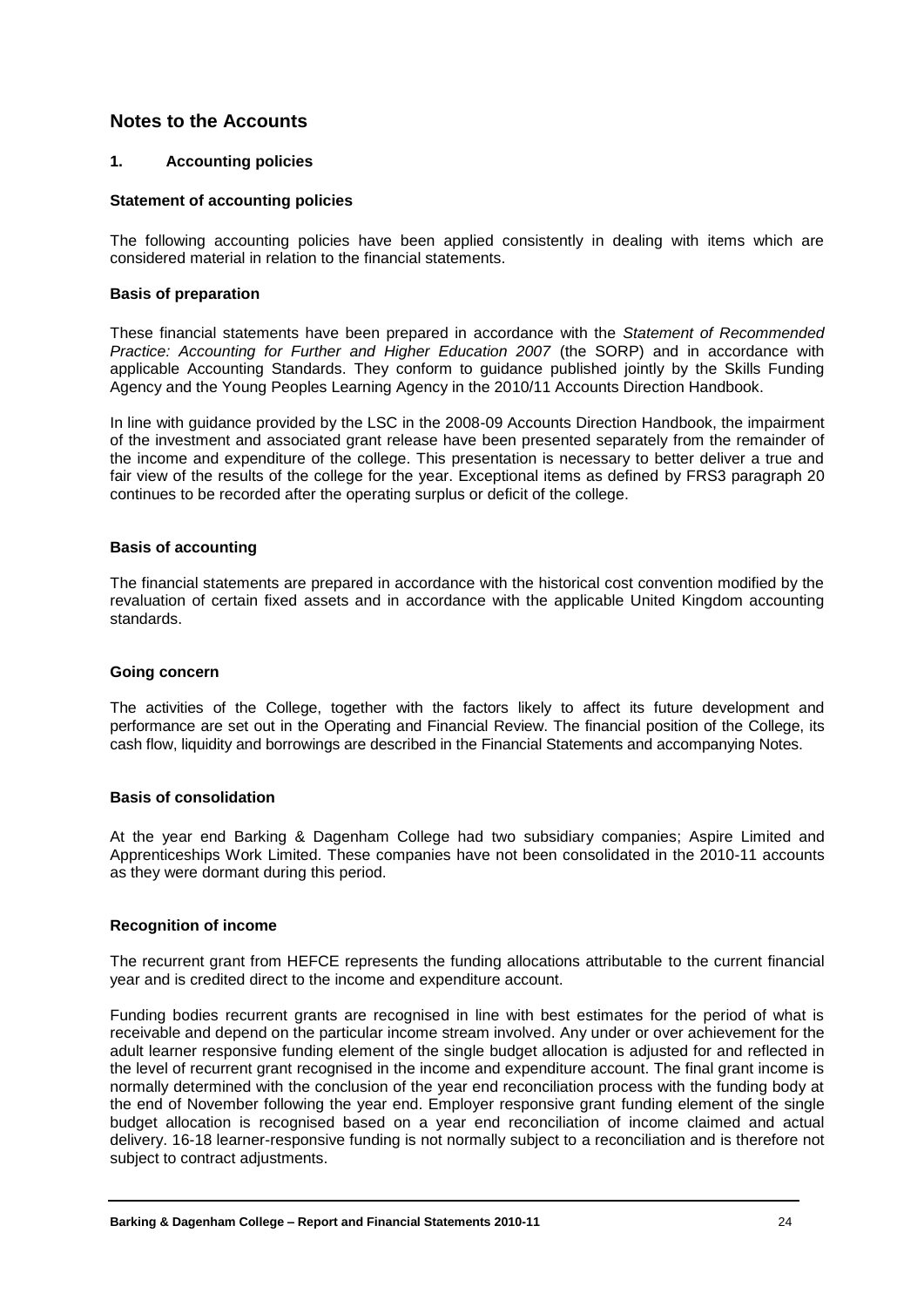# Notes to the Accounts

## 1. Accounting policies

### Statement of accounting policies

The following accounting policies have been applied consistently in dealing with items which are considered material in relation to the financial statements.

### Basis of preparation

These financial statements have been prepared in accordance with the *Statement of Recommended Practice: Accounting for Further and Higher Education 2007* (the SORP) and in accordance with applicable Accounting Standards. They conform to guidance published jointly by the Skills Funding Agency and the Young Peoples Learning Agency in the 2010/11 Accounts Direction Handbook.

In line with guidance provided by the LSC in the 2008-09 Accounts Direction Handbook, the impairment of the investment and associated grant release have been presented separately from the remainder of the income and expenditure of the college. This presentation is necessary to better deliver a true and fair view of the results of the college for the year. Exceptional items as defined by FRS3 paragraph 20 continues to be recorded after the operating surplus or deficit of the college.

### Basis of accounting

The financial statements are prepared in accordance with the historical cost convention modified by the revaluation of certain fixed assets and in accordance with the applicable United Kingdom accounting standards.

### Going concern

The activities of the College, together with the factors likely to affect its future development and performance are set out in the Operating and Financial Review. The financial position of the College, its cash flow, liquidity and borrowings are described in the Financial Statements and accompanying Notes.

### Basis of consolidation

At the year end Barking & Dagenham College had two subsidiary companies; Aspire Limited and Apprenticeships Work Limited. These companies have not been consolidated in the 2010-11 accounts as they were dormant during this period.

### Recognition of income

The recurrent grant from HEFCE represents the funding allocations attributable to the current financial year and is credited direct to the income and expenditure account.

Funding bodies recurrent grants are recognised in line with best estimates for the period of what is receivable and depend on the particular income stream involved. Any under or over achievement for the adult learner responsive funding element of the single budget allocation is adjusted for and reflected in the level of recurrent grant recognised in the income and expenditure account. The final grant income is normally determined with the conclusion of the year end reconciliation process with the funding body at the end of November following the year end. Employer responsive grant funding element of the single budget allocation is recognised based on a year end reconciliation of income claimed and actual delivery. 16-18 learner-responsive funding is not normally subject to a reconciliation and is therefore not subject to contract adjustments.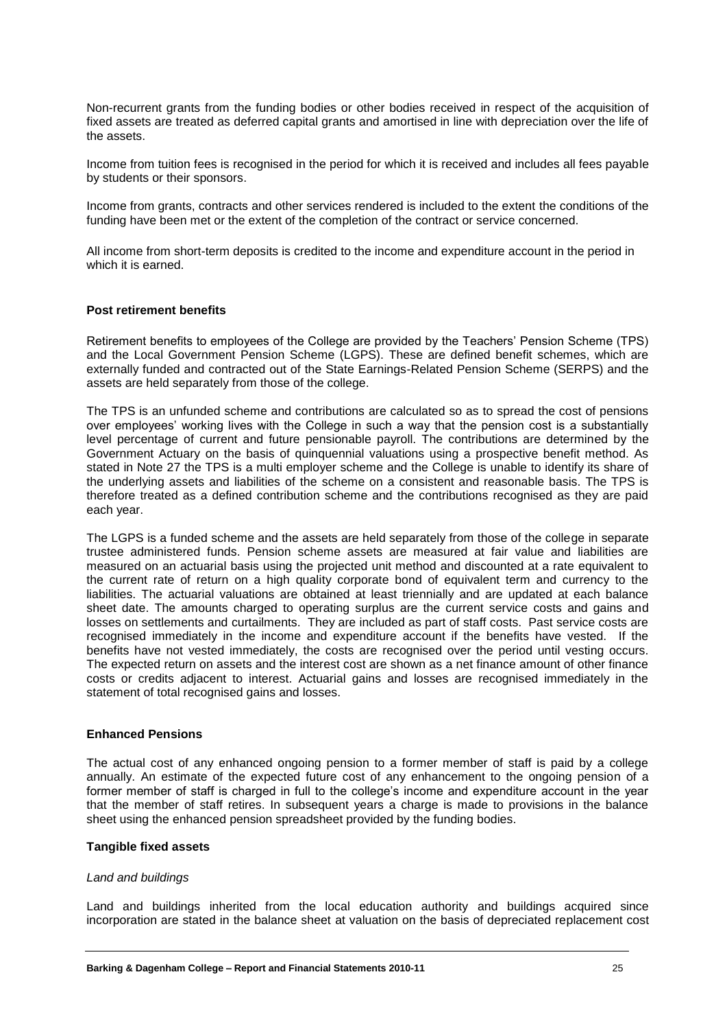Non-recurrent grants from the funding bodies or other bodies received in respect of the acquisition of fixed assets are treated as deferred capital grants and amortised in line with depreciation over the life of the assets.

Income from tuition fees is recognised in the period for which it is received and includes all fees payable by students or their sponsors.

Income from grants, contracts and other services rendered is included to the extent the conditions of the funding have been met or the extent of the completion of the contract or service concerned.

All income from short-term deposits is credited to the income and expenditure account in the period in which it is earned.

**Post retirement benefits**

Retirement benefits to employees of the College are provided by the Teachers' Pension Scheme (TPS) and the Local Government Pension Scheme (LGPS). These are defined benefit schemes, which are externally funded and contracted out of the State Earnings-Related Pension Scheme (SERPS) and the assets are held separately from those of the college.

The TPS is an unfunded scheme and contributions are calculated so as to spread the cost of pensions over employees' working lives with the College in such a way that the pension cost is a substantially level percentage of current and future pensionable payroll. The contributions are determined by the Government Actuary on the basis of quinquennial valuations using a prospective benefit method. As stated in Note 27 the TPS is a multi employer scheme and the College is unable to identify its share of the underlying assets and liabilities of the scheme on a consistent and reasonable basis. The TPS is therefore treated as a defined contribution scheme and the contributions recognised as they are paid each year.

The LGPS is a funded scheme and the assets are held separately from those of the college in separate trustee administered funds. Pension scheme assets are measured at fair value and liabilities are measured on an actuarial basis using the projected unit method and discounted at a rate equivalent to the current rate of return on a high quality corporate bond of equivalent term and currency to the liabilities. The actuarial valuations are obtained at least triennially and are updated at each balance sheet date. The amounts charged to operating surplus are the current service costs and gains and losses on settlements and curtailments. They are included as part of staff costs. Past service costs are recognised immediately in the income and expenditure account if the benefits have vested. If the benefits have not vested immediately, the costs are recognised over the period until vesting occurs. The expected return on assets and the interest cost are shown as a net finance amount of other finance costs or credits adjacent to interest. Actuarial gains and losses are recognised immediately in the statement of total recognised gains and losses.

**Enhanced Pensions**

The actual cost of any enhanced ongoing pension to a former member of staff is paid by a college annually. An estimate of the expected future cost of any enhancement to the ongoing pension of a former member of staff is charged in full to the college's income and expenditure account in the year that the member of staff retires. In subsequent years a charge is made to provisions in the balance sheet using the enhanced pension spreadsheet provided by the funding bodies.

**Tangible fixed assets**

*Land and buildings*

Land and buildings inherited from the local education authority and buildings acquired since incorporation are stated in the balance sheet at valuation on the basis of depreciated replacement cost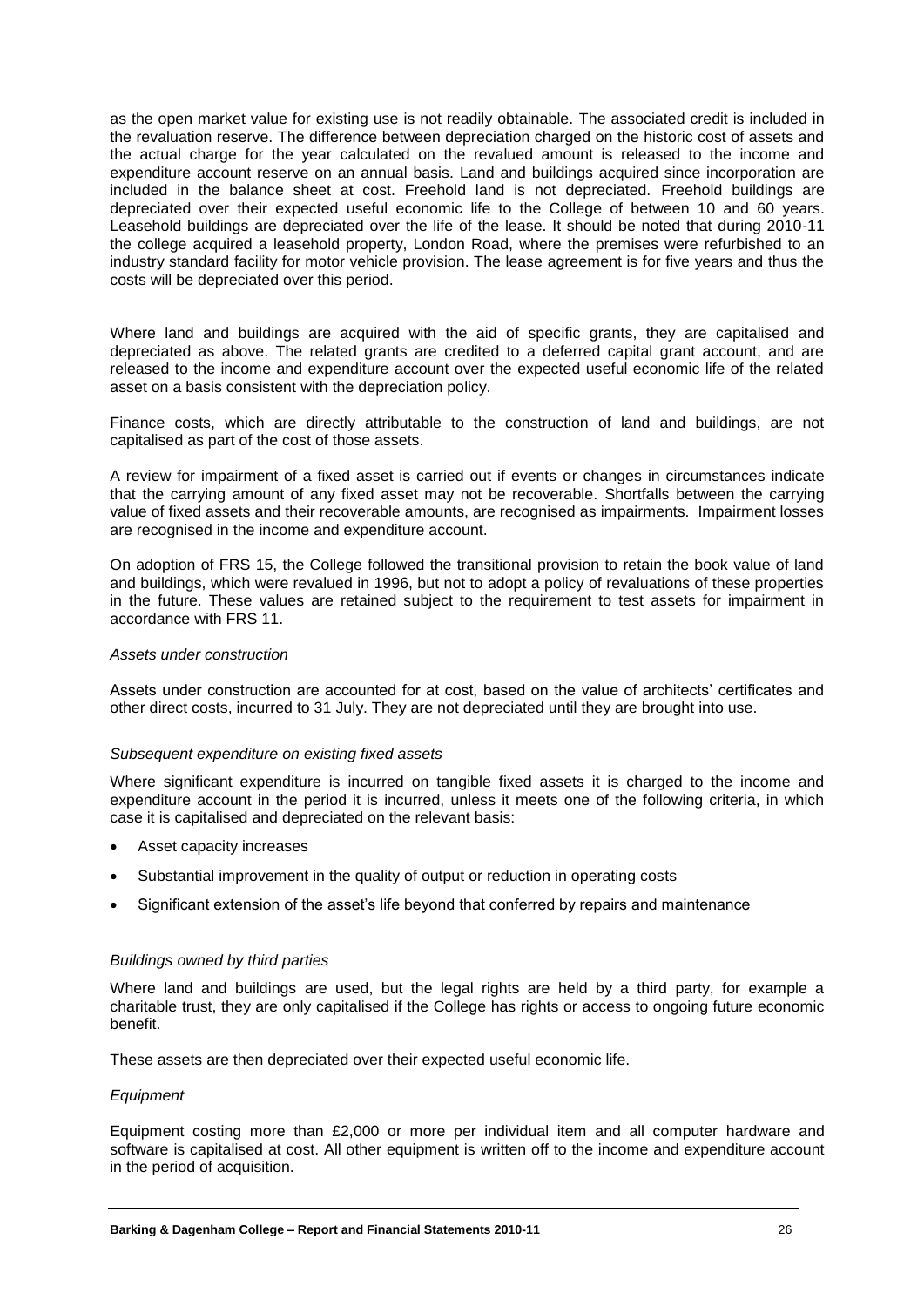as the open market value for existing use is not readily obtainable. The associated credit is included in the revaluation reserve. The difference between depreciation charged on the historic cost of assets and the actual charge for the year calculated on the revalued amount is released to the income and expenditure account reserve on an annual basis. Land and buildings acquired since incorporation are included in the balance sheet at cost. Freehold land is not depreciated. Freehold buildings are depreciated over their expected useful economic life to the College of between 10 and 60 years. Leasehold buildings are depreciated over the life of the lease. It should be noted that during 2010-11 the college acquired a leasehold property, London Road, where the premises were refurbished to an industry standard facility for motor vehicle provision. The lease agreement is for five years and thus the costs will be depreciated over this period.

Where land and buildings are acquired with the aid of specific grants, they are capitalised and depreciated as above. The related grants are credited to a deferred capital grant account, and are released to the income and expenditure account over the expected useful economic life of the related asset on a basis consistent with the depreciation policy.

Finance costs, which are directly attributable to the construction of land and buildings, are not capitalised as part of the cost of those assets.

A review for impairment of a fixed asset is carried out if events or changes in circumstances indicate that the carrying amount of any fixed asset may not be recoverable. Shortfalls between the carrying value of fixed assets and their recoverable amounts, are recognised as impairments. Impairment losses are recognised in the income and expenditure account.

On adoption of FRS 15, the College followed the transitional provision to retain the book value of land and buildings, which were revalued in 1996, but not to adopt a policy of revaluations of these properties in the future. These values are retained subject to the requirement to test assets for impairment in accordance with FRS 11.

*Assets under construction*

Assets under construction are accounted for at cost, based on the value of architects' certificates and other direct costs, incurred to 31 July. They are not depreciated until they are brought into use.

*Subsequent expenditure on existing fixed assets*

Where significant expenditure is incurred on tangible fixed assets it is charged to the income and expenditure account in the period it is incurred, unless it meets one of the following criteria, in which case it is capitalised and depreciated on the relevant basis:

- Asset capacity increases
- Substantial improvement in the quality of output or reduction in operating costs
- Significant extension of the asset's life beyond that conferred by repairs and maintenance

*Buildings owned by third parties*

Where land and buildings are used, but the legal rights are held by a third party, for example a charitable trust, they are only capitalised if the College has rights or access to ongoing future economic benefit.

These assets are then depreciated over their expected useful economic life.

*Equipment*

Equipment costing more than £2,000 or more per individual item and all computer hardware and software is capitalised at cost. All other equipment is written off to the income and expenditure account in the period of acquisition.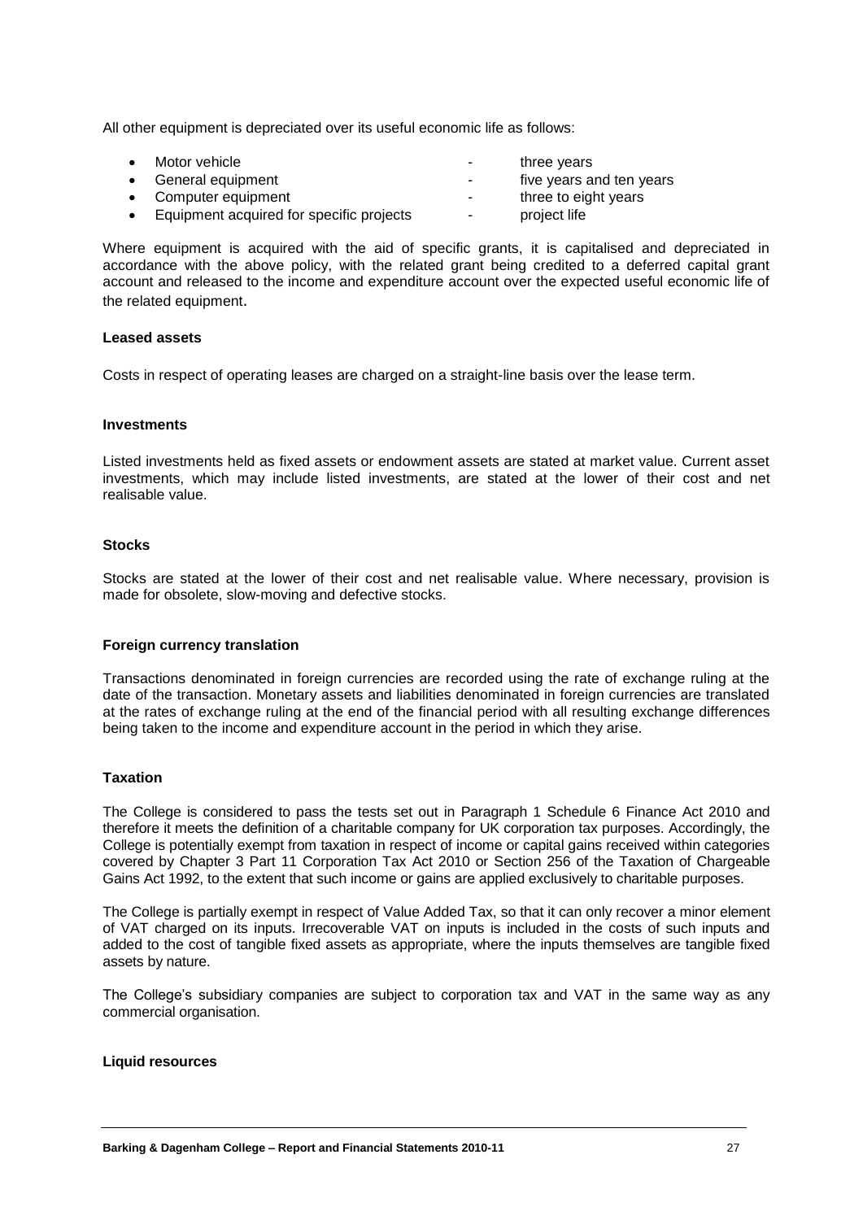All other equipment is depreciated over its useful economic life as follows:

- Motor vehicle - three years
- General equipment - five years and ten years
- Computer equipment - three to eight years
- Equipment acquired for specific projects - project life

Where equipment is acquired with the aid of specific grants, it is capitalised and depreciated in accordance with the above policy, with the related grant being credited to a deferred capital grant account and released to the income and expenditure account over the expected useful economic life of the related equipment.

**Leased assets**

Costs in respect of operating leases are charged on a straight-line basis over the lease term.

**Investments**

Listed investments held as fixed assets or endowment assets are stated at market value. Current asset investments, which may include listed investments, are stated at the lower of their cost and net realisable value.

**Stocks**

Stocks are stated at the lower of their cost and net realisable value. Where necessary, provision is made for obsolete, slow-moving and defective stocks.

**Foreign currency translation**

Transactions denominated in foreign currencies are recorded using the rate of exchange ruling at the date of the transaction. Monetary assets and liabilities denominated in foreign currencies are translated at the rates of exchange ruling at the end of the financial period with all resulting exchange differences being taken to the income and expenditure account in the period in which they arise.

**Taxation**

The College is considered to pass the tests set out in Paragraph 1 Schedule 6 Finance Act 2010 and therefore it meets the definition of a charitable company for UK corporation tax purposes. Accordingly, the College is potentially exempt from taxation in respect of income or capital gains received within categories covered by Chapter 3 Part 11 Corporation Tax Act 2010 or Section 256 of the Taxation of Chargeable Gains Act 1992, to the extent that such income or gains are applied exclusively to charitable purposes.

The College is partially exempt in respect of Value Added Tax, so that it can only recover a minor element of VAT charged on its inputs. Irrecoverable VAT on inputs is included in the costs of such inputs and added to the cost of tangible fixed assets as appropriate, where the inputs themselves are tangible fixed assets by nature.

The College's subsidiary companies are subject to corporation tax and VAT in the same way as any commercial organisation.

**Liquid resources**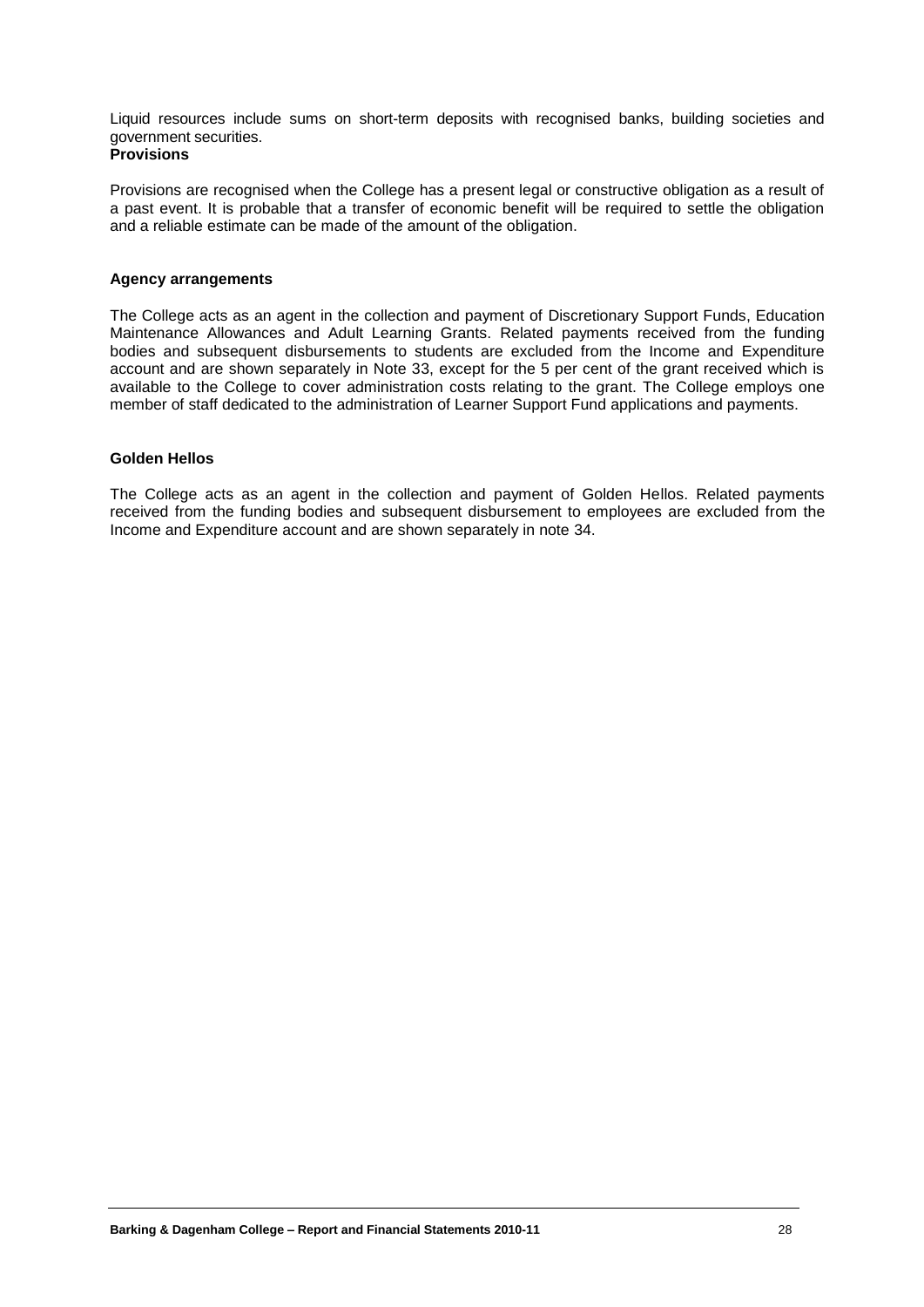Liquid resources include sums on short-term deposits with recognised banks, building societies and government securities.

**Provisions**

Provisions are recognised when the College has a present legal or constructive obligation as a result of a past event. It is probable that a transfer of economic benefit will be required to settle the obligation and a reliable estimate can be made of the amount of the obligation.

**Agency arrangements**

The College acts as an agent in the collection and payment of Discretionary Support Funds, Education Maintenance Allowances and Adult Learning Grants. Related payments received from the funding bodies and subsequent disbursements to students are excluded from the Income and Expenditure account and are shown separately in Note 33, except for the 5 per cent of the grant received which is available to the College to cover administration costs relating to the grant. The College employs one member of staff dedicated to the administration of Learner Support Fund applications and payments.

**Golden Hellos**

The College acts as an agent in the collection and payment of Golden Hellos. Related payments received from the funding bodies and subsequent disbursement to employees are excluded from the Income and Expenditure account and are shown separately in note 34.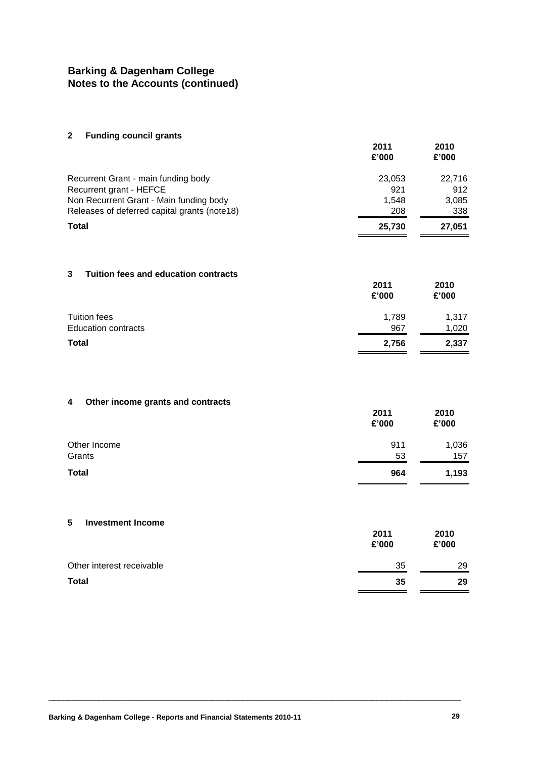## Barking & Dagenham College
## Notes to the Accounts (continued)

### 2 Funding council grants

| | 2011<br>£'000 | 2010<br>£'000 |
|---|---|---|
| Recurrent Grant - main funding body | 23,053 | 22,716 |
| Recurrent grant - HEFCE | 921 | 912 |
| Non Recurrent Grant - Main funding body | 1,548 | 3,085 |
| Releases of deferred capital grants (note18) | 208 | 338 |
| **Total** | **25,730** | **27,051** |

### 3 Tuition fees and education contracts

| | 2011<br>£'000 | 2010<br>£'000 |
|---|---|---|
| Tuition fees | 1,789 | 1,317 |
| Education contracts | 967 | 1,020 |
| **Total** | **2,756** | **2,337** |

### 4 Other income grants and contracts

| | 2011<br>£'000 | 2010<br>£'000 |
|---|---|---|
| Other Income | 911 | 1,036 |
| Grants | 53 | 157 |
| **Total** | **964** | **1,193** |

### 5 Investment Income

| | 2011<br>£'000 | 2010<br>£'000 |
|---|---|---|
| Other interest receivable | 35 | 29 |
| **Total** | **35** | **29** |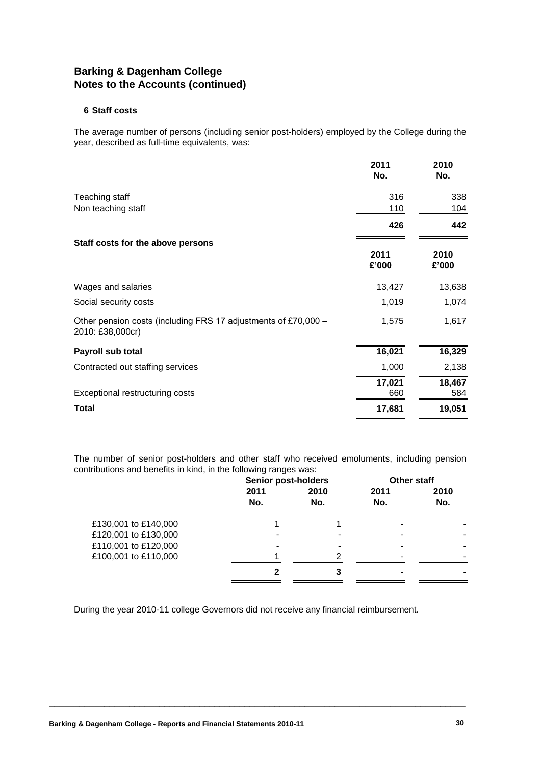# Barking & Dagenham College
# Notes to the Accounts (continued)

## 6 Staff costs

The average number of persons (including senior post-holders) employed by the College during the year, described as full-time equivalents, was:

| | 2011 No. | 2010 No. |
|---|---|---|
| Teaching staff | 316 | 338 |
| Non teaching staff | 110 | 104 |
| | **426** | **442** |

**Staff costs for the above persons**

| | 2011 £'000 | 2010 £'000 |
|---|---|---|
| Wages and salaries | 13,427 | 13,638 |
| Social security costs | 1,019 | 1,074 |
| Other pension costs (including FRS 17 adjustments of £70,000 – 2010: £38,000cr) | 1,575 | 1,617 |
| **Payroll sub total** | **16,021** | **16,329** |
| Contracted out staffing services | 1,000 | 2,138 |
| | **17,021** | **18,467** |
| Exceptional restructuring costs | 660 | 584 |
| **Total** | **17,681** | **19,051** |

The number of senior post-holders and other staff who received emoluments, including pension contributions and benefits in kind, in the following ranges was:

| | Senior post-holders | | Other staff | |
|---|---|---|---|---|
| | 2011 No. | 2010 No. | 2011 No. | 2010 No. |
| £130,001 to £140,000 | 1 | 1 | - | - |
| £120,001 to £130,000 | - | - | - | - |
| £110,001 to £120,000 | - | - | - | - |
| £100,001 to £110,000 | 1 | 2 | - | - |
| | **2** | **3** | **-** | **-** |

During the year 2010-11 college Governors did not receive any financial reimbursement.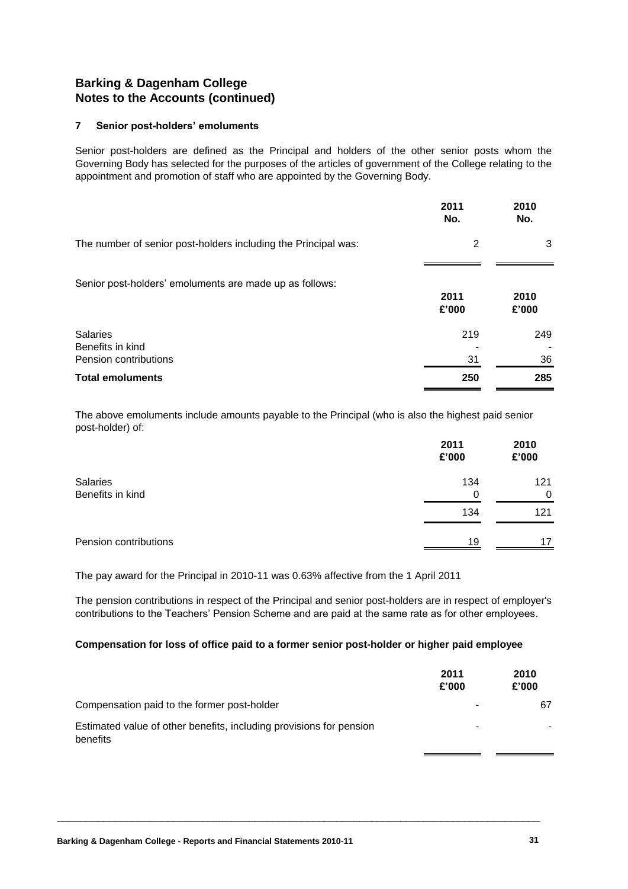## Barking & Dagenham College
## Notes to the Accounts (continued)

### 7 Senior post-holders' emoluments

Senior post-holders are defined as the Principal and holders of the other senior posts whom the Governing Body has selected for the purposes of the articles of government of the College relating to the appointment and promotion of staff who are appointed by the Governing Body.

| | 2011 No. | 2010 No. |
|---|---|---|
| The number of senior post-holders including the Principal was: | 2 | 3 |

Senior post-holders' emoluments are made up as follows:

| | 2011 £'000 | 2010 £'000 |
|---|---|---|
| Salaries | 219 | 249 |
| Benefits in kind | - | - |
| Pension contributions | 31 | 36 |
| **Total emoluments** | **250** | **285** |

The above emoluments include amounts payable to the Principal (who is also the highest paid senior post-holder) of:

| | 2011 £'000 | 2010 £'000 |
|---|---|---|
| Salaries | 134 | 121 |
| Benefits in kind | 0 | 0 |
| | 134 | 121 |
| Pension contributions | 19 | 17 |

The pay award for the Principal in 2010-11 was 0.63% affective from the 1 April 2011

The pension contributions in respect of the Principal and senior post-holders are in respect of employer's contributions to the Teachers' Pension Scheme and are paid at the same rate as for other employees.

**Compensation for loss of office paid to a former senior post-holder or higher paid employee**

| | 2011 £'000 | 2010 £'000 |
|---|---|---|
| Compensation paid to the former post-holder | - | 67 |
| Estimated value of other benefits, including provisions for pension benefits | - | - |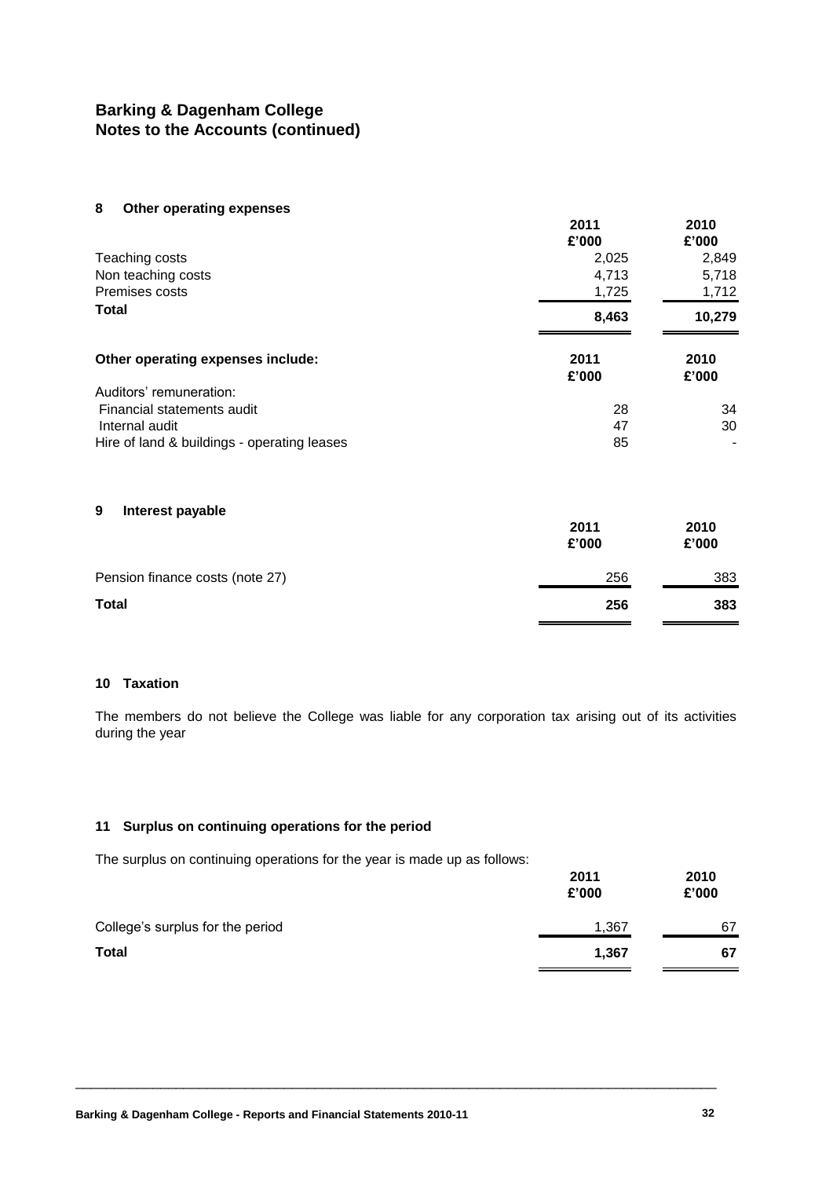# Barking & Dagenham College
## Notes to the Accounts (continued)

### 8 Other operating expenses

| | 2011 £'000 | 2010 £'000 |
|---|---|---|
| Teaching costs | 2,025 | 2,849 |
| Non teaching costs | 4,713 | 5,718 |
| Premises costs | 1,725 | 1,712 |
| **Total** | **8,463** | **10,279** |

| **Other operating expenses include:** | 2011 £'000 | 2010 £'000 |
|---|---|---|
| Auditors' remuneration: | | |
| Financial statements audit | 28 | 34 |
| Internal audit | 47 | 30 |
| Hire of land & buildings - operating leases | 85 | - |

### 9 Interest payable

| | 2011 £'000 | 2010 £'000 |
|---|---|---|
| Pension finance costs (note 27) | 256 | 383 |
| **Total** | **256** | **383** |

### 10 Taxation

The members do not believe the College was liable for any corporation tax arising out of its activities during the year

### 11 Surplus on continuing operations for the period

The surplus on continuing operations for the year is made up as follows:

| | 2011 £'000 | 2010 £'000 |
|---|---|---|
| College's surplus for the period | 1,367 | 67 |
| **Total** | **1,367** | **67** |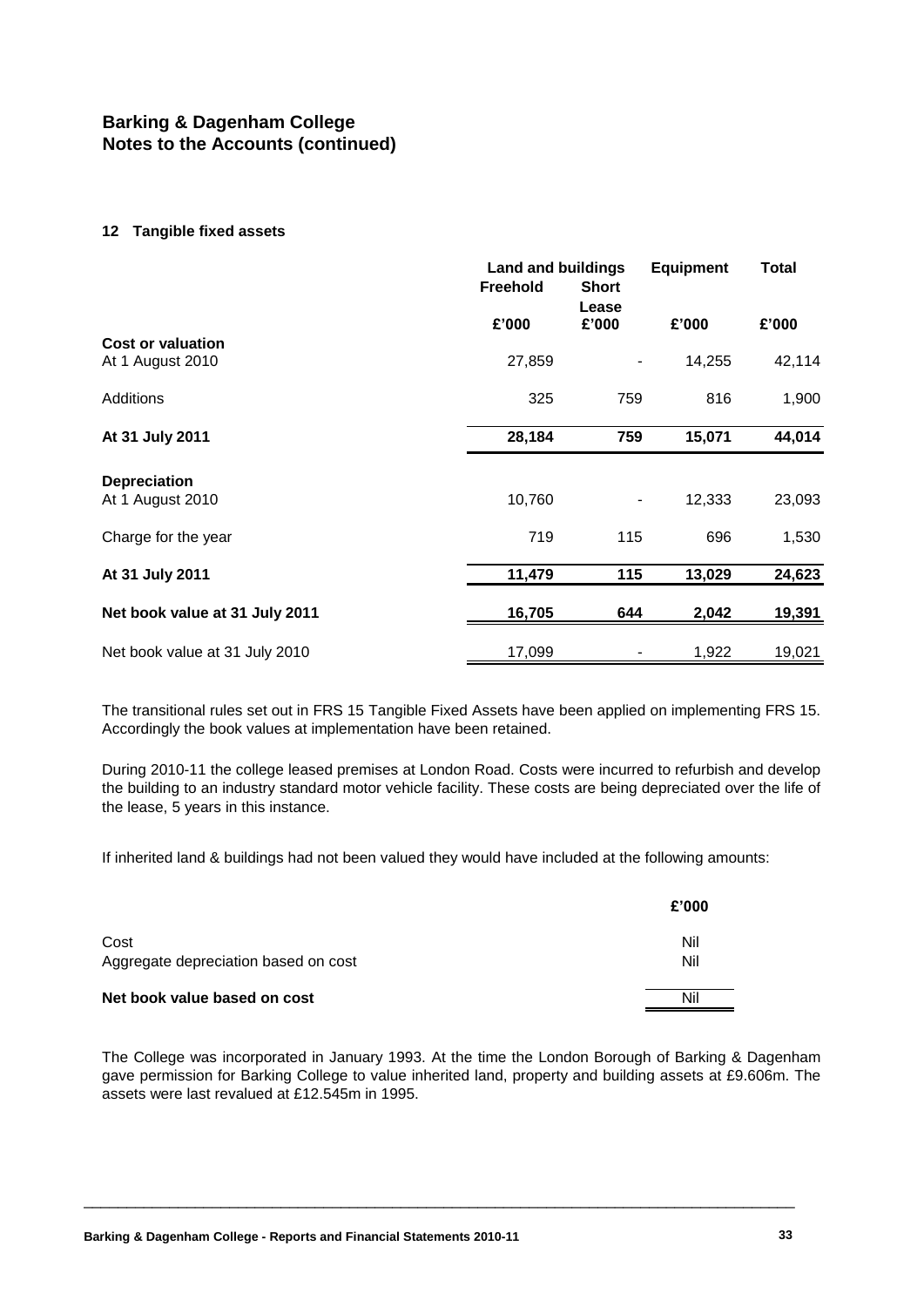# Barking & Dagenham College
## Notes to the Accounts (continued)

### 12 Tangible fixed assets

| | Land and buildings | | Equipment | Total |
|---|---|---|---|---|
| | Freehold | Short Lease | | |
| | £'000 | £'000 | £'000 | £'000 |
| **Cost or valuation** | | | | |
| At 1 August 2010 | 27,859 | - | 14,255 | 42,114 |
| Additions | 325 | 759 | 816 | 1,900 |
| **At 31 July 2011** | **28,184** | **759** | **15,071** | **44,014** |
| **Depreciation** | | | | |
| At 1 August 2010 | 10,760 | - | 12,333 | 23,093 |
| Charge for the year | 719 | 115 | 696 | 1,530 |
| **At 31 July 2011** | **11,479** | **115** | **13,029** | **24,623** |
| **Net book value at 31 July 2011** | **16,705** | **644** | **2,042** | **19,391** |
| Net book value at 31 July 2010 | 17,099 | - | 1,922 | 19,021 |

The transitional rules set out in FRS 15 Tangible Fixed Assets have been applied on implementing FRS 15. Accordingly the book values at implementation have been retained.

During 2010-11 the college leased premises at London Road. Costs were incurred to refurbish and develop the building to an industry standard motor vehicle facility. These costs are being depreciated over the life of the lease, 5 years in this instance.

If inherited land & buildings had not been valued they would have included at the following amounts:

| | £'000 |
|---|---|
| Cost | Nil |
| Aggregate depreciation based on cost | Nil |
| **Net book value based on cost** | Nil |

The College was incorporated in January 1993. At the time the London Borough of Barking & Dagenham gave permission for Barking College to value inherited land, property and building assets at £9.606m. The assets were last revalued at £12.545m in 1995.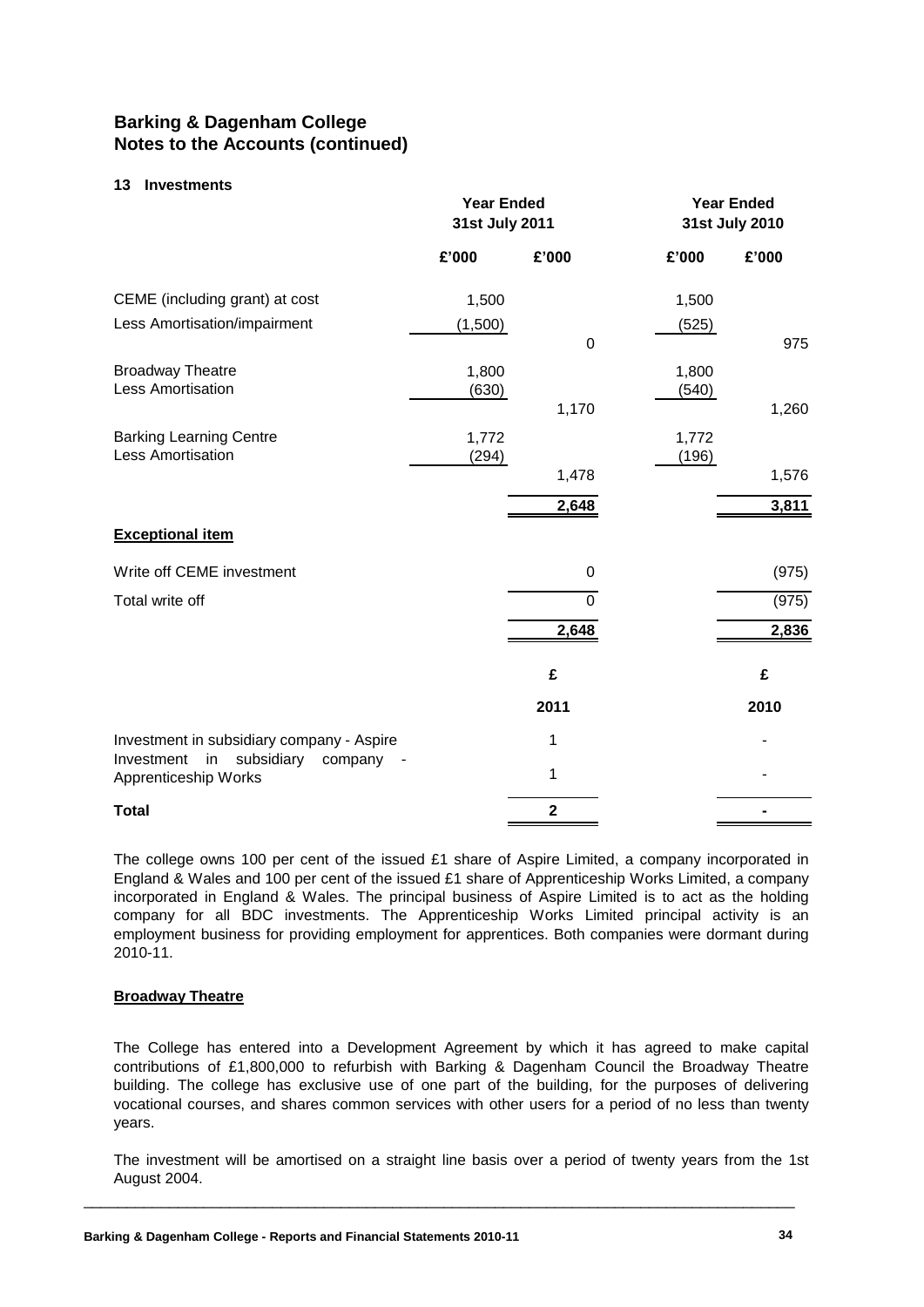# Barking & Dagenham College
# Notes to the Accounts (continued)

## 13 Investments

| | Year Ended 31st July 2011 | | Year Ended 31st July 2010 | |
|---|---|---|---|---|
| | £'000 | £'000 | £'000 | £'000 |
| CEME (including grant) at cost | 1,500 | | 1,500 | |
| Less Amortisation/impairment | (1,500) | | (525) | |
| | | 0 | | 975 |
| Broadway Theatre | 1,800 | | 1,800 | |
| Less Amortisation | (630) | | (540) | |
| | | 1,170 | | 1,260 |
| Barking Learning Centre | 1,772 | | 1,772 | |
| Less Amortisation | (294) | | (196) | |
| | | 1,478 | | 1,576 |
| | | 2,648 | | 3,811 |
| **Exceptional item** | | | | |
| Write off CEME investment | | 0 | | (975) |
| Total write off | | 0 | | (975) |
| | | 2,648 | | 2,836 |

| | £ | £ |
|---|---|---|
| | 2011 | 2010 |
| Investment in subsidiary company - Aspire | 1 | - |
| Investment in subsidiary company - Apprenticeship Works | 1 | - |
| **Total** | **2** | **-** |

The college owns 100 per cent of the issued £1 share of Aspire Limited, a company incorporated in England & Wales and 100 per cent of the issued £1 share of Apprenticeship Works Limited, a company incorporated in England & Wales. The principal business of Aspire Limited is to act as the holding company for all BDC investments. The Apprenticeship Works Limited principal activity is an employment business for providing employment for apprentices. Both companies were dormant during 2010-11.

### Broadway Theatre

The College has entered into a Development Agreement by which it has agreed to make capital contributions of £1,800,000 to refurbish with Barking & Dagenham Council the Broadway Theatre building. The college has exclusive use of one part of the building, for the purposes of delivering vocational courses, and shares common services with other users for a period of no less than twenty years.

The investment will be amortised on a straight line basis over a period of twenty years from the 1st August 2004.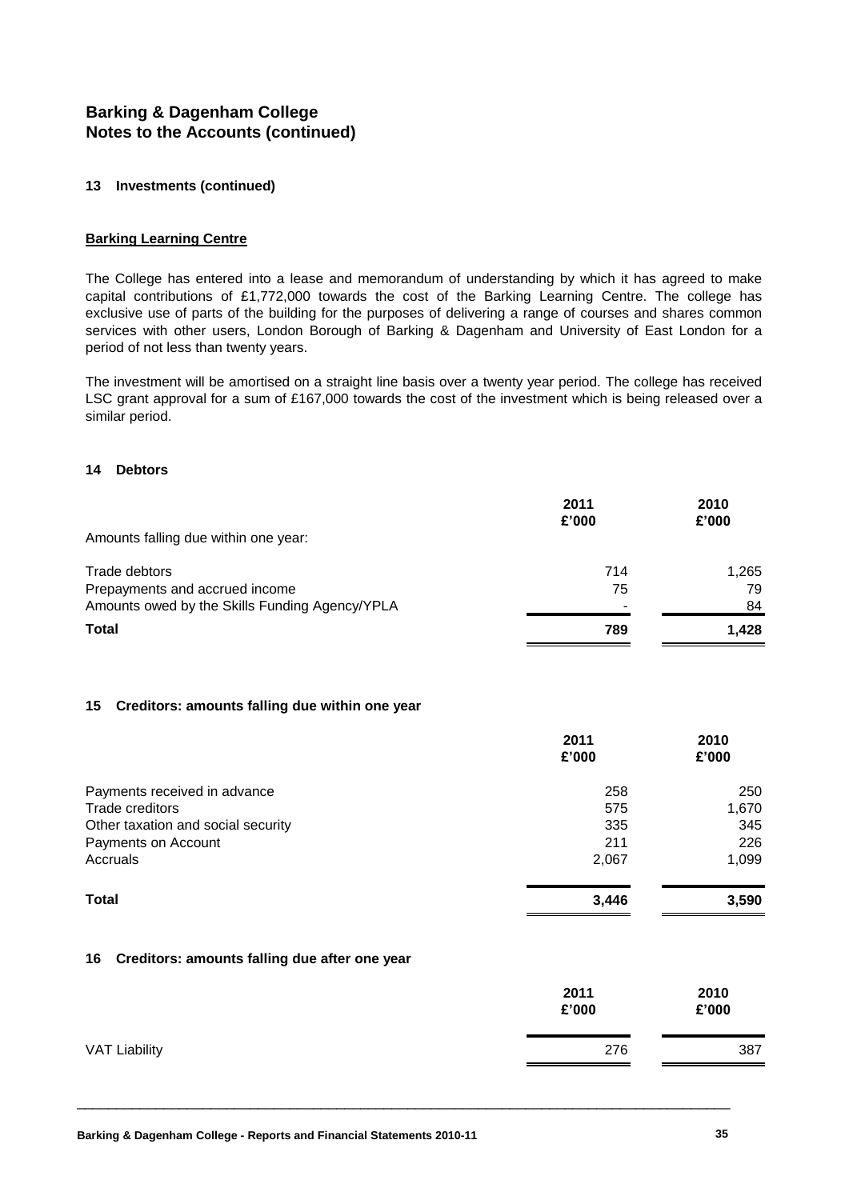# Barking & Dagenham College
## Notes to the Accounts (continued)

### 13 Investments (continued)

**Barking Learning Centre**

The College has entered into a lease and memorandum of understanding by which it has agreed to make capital contributions of £1,772,000 towards the cost of the Barking Learning Centre. The college has exclusive use of parts of the building for the purposes of delivering a range of courses and shares common services with other users, London Borough of Barking & Dagenham and University of East London for a period of not less than twenty years.

The investment will be amortised on a straight line basis over a twenty year period. The college has received LSC grant approval for a sum of £167,000 towards the cost of the investment which is being released over a similar period.

### 14 Debtors

| | 2011 £'000 | 2010 £'000 |
|---|---|---|
| Amounts falling due within one year: | | |
| Trade debtors | 714 | 1,265 |
| Prepayments and accrued income | 75 | 79 |
| Amounts owed by the Skills Funding Agency/YPLA | - | 84 |
| **Total** | **789** | **1,428** |

### 15 Creditors: amounts falling due within one year

| | 2011 £'000 | 2010 £'000 |
|---|---|---|
| Payments received in advance | 258 | 250 |
| Trade creditors | 575 | 1,670 |
| Other taxation and social security | 335 | 345 |
| Payments on Account | 211 | 226 |
| Accruals | 2,067 | 1,099 |
| **Total** | **3,446** | **3,590** |

### 16 Creditors: amounts falling due after one year

| | 2011 £'000 | 2010 £'000 |
|---|---|---|
| VAT Liability | 276 | 387 |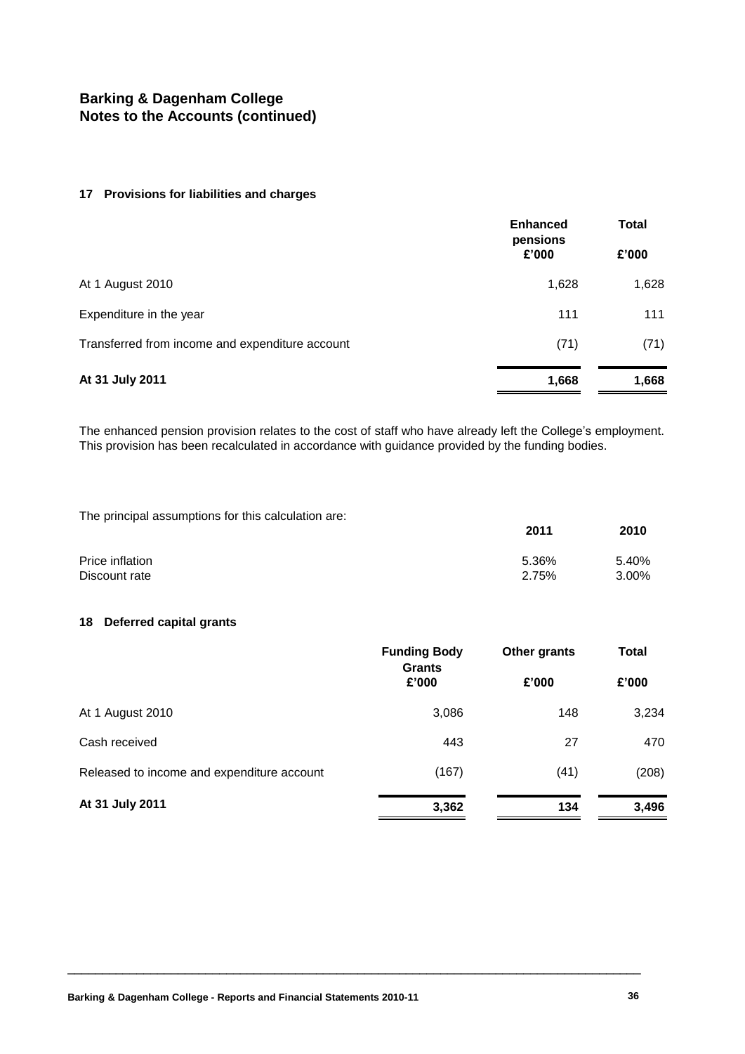## Barking & Dagenham College
## Notes to the Accounts (continued)

### 17 Provisions for liabilities and charges

| | Enhanced pensions £'000 | Total £'000 |
|---|---|---|
| At 1 August 2010 | 1,628 | 1,628 |
| Expenditure in the year | 111 | 111 |
| Transferred from income and expenditure account | (71) | (71) |
| **At 31 July 2011** | **1,668** | **1,668** |

The enhanced pension provision relates to the cost of staff who have already left the College's employment. This provision has been recalculated in accordance with guidance provided by the funding bodies.

The principal assumptions for this calculation are:

| | 2011 | 2010 |
|---|---|---|
| Price inflation | 5.36% | 5.40% |
| Discount rate | 2.75% | 3.00% |

### 18 Deferred capital grants

| | Funding Body Grants £'000 | Other grants £'000 | Total £'000 |
|---|---|---|---|
| At 1 August 2010 | 3,086 | 148 | 3,234 |
| Cash received | 443 | 27 | 470 |
| Released to income and expenditure account | (167) | (41) | (208) |
| **At 31 July 2011** | **3,362** | **134** | **3,496** |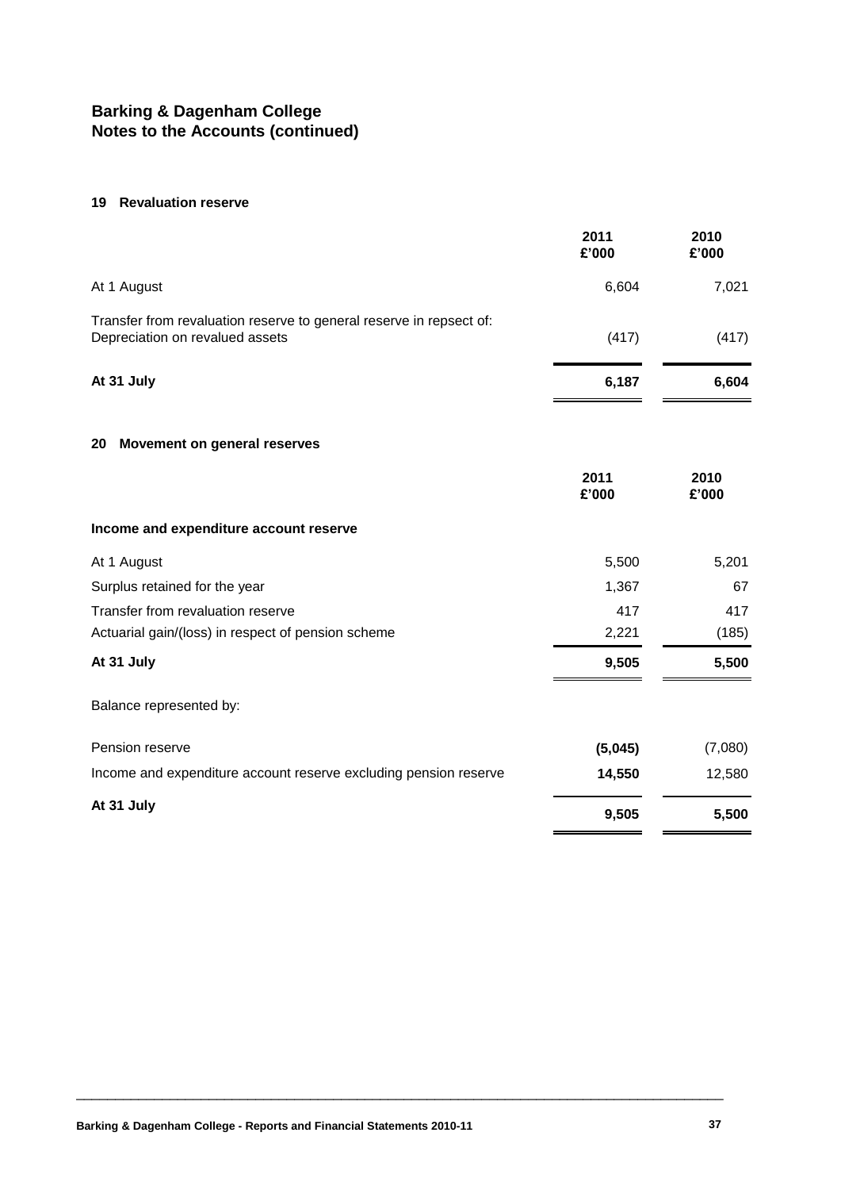# Barking & Dagenham College
## Notes to the Accounts (continued)

### 19 Revaluation reserve

| | 2011<br>£'000 | 2010<br>£'000 |
|---|---|---|
| At 1 August | 6,604 | 7,021 |
| Transfer from revaluation reserve to general reserve in repsect of:<br>Depreciation on revalued assets | (417) | (417) |
| **At 31 July** | **6,187** | **6,604** |

### 20 Movement on general reserves

| | 2011<br>£'000 | 2010<br>£'000 |
|---|---|---|
| **Income and expenditure account reserve** | | |
| At 1 August | 5,500 | 5,201 |
| Surplus retained for the year | 1,367 | 67 |
| Transfer from revaluation reserve | 417 | 417 |
| Actuarial gain/(loss) in respect of pension scheme | 2,221 | (185) |
| **At 31 July** | **9,505** | **5,500** |
| Balance represented by: | | |
| Pension reserve | **(5,045)** | (7,080) |
| Income and expenditure account reserve excluding pension reserve | **14,550** | 12,580 |
| **At 31 July** | **9,505** | **5,500** |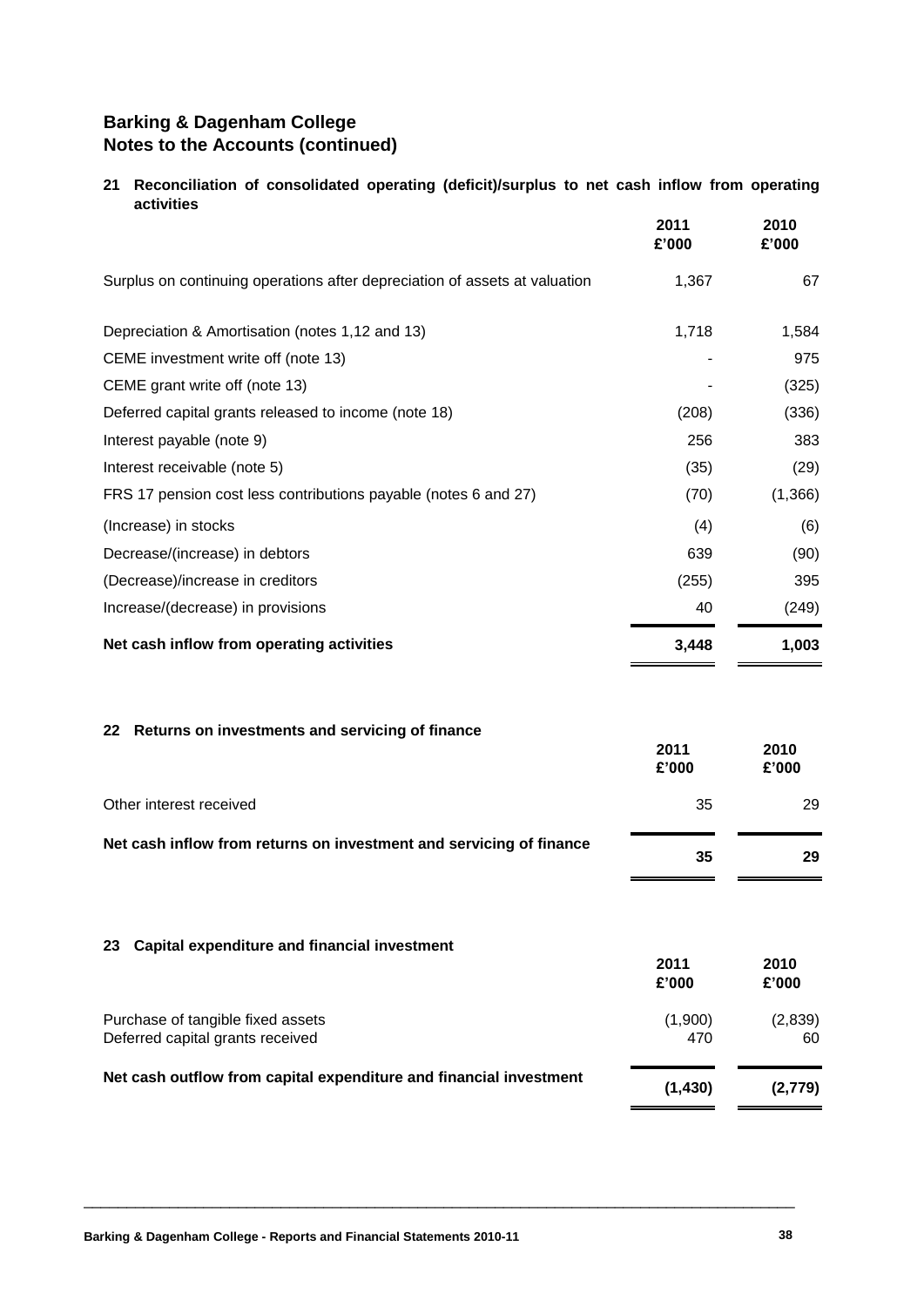# Barking & Dagenham College
## Notes to the Accounts (continued)

### 21 Reconciliation of consolidated operating (deficit)/surplus to net cash inflow from operating activities

| | 2011 £'000 | 2010 £'000 |
|---|---|---|
| Surplus on continuing operations after depreciation of assets at valuation | 1,367 | 67 |
| Depreciation & Amortisation (notes 1,12 and 13) | 1,718 | 1,584 |
| CEME investment write off (note 13) | - | 975 |
| CEME grant write off (note 13) | - | (325) |
| Deferred capital grants released to income (note 18) | (208) | (336) |
| Interest payable (note 9) | 256 | 383 |
| Interest receivable (note 5) | (35) | (29) |
| FRS 17 pension cost less contributions payable (notes 6 and 27) | (70) | (1,366) |
| (Increase) in stocks | (4) | (6) |
| Decrease/(increase) in debtors | 639 | (90) |
| (Decrease)/increase in creditors | (255) | 395 |
| Increase/(decrease) in provisions | 40 | (249) |
| **Net cash inflow from operating activities** | **3,448** | **1,003** |

### 22 Returns on investments and servicing of finance

| | 2011 £'000 | 2010 £'000 |
|---|---|---|
| Other interest received | 35 | 29 |
| **Net cash inflow from returns on investment and servicing of finance** | **35** | **29** |

### 23 Capital expenditure and financial investment

| | 2011 £'000 | 2010 £'000 |
|---|---|---|
| Purchase of tangible fixed assets | (1,900) | (2,839) |
| Deferred capital grants received | 470 | 60 |
| **Net cash outflow from capital expenditure and financial investment** | **(1,430)** | **(2,779)** |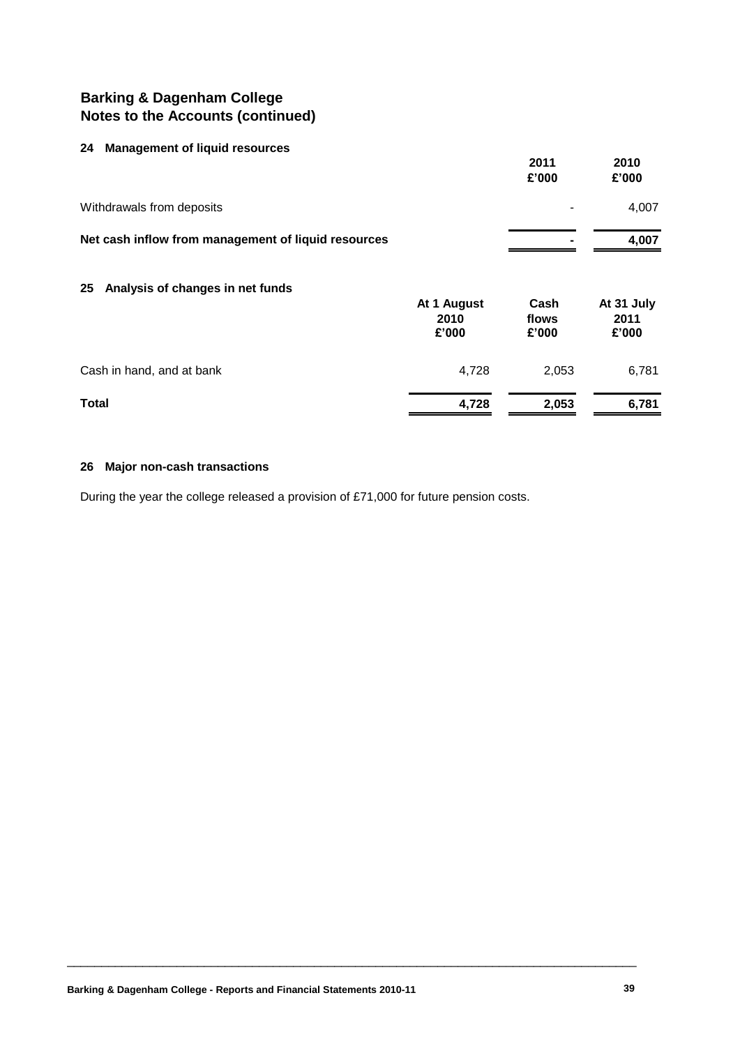# Barking & Dagenham College
## Notes to the Accounts (continued)

### 24 Management of liquid resources

| | 2011 £'000 | 2010 £'000 |
|---|---|---|
| Withdrawals from deposits | - | 4,007 |
| **Net cash inflow from management of liquid resources** | **-** | **4,007** |

### 25 Analysis of changes in net funds

| | At 1 August 2010 £'000 | Cash flows £'000 | At 31 July 2011 £'000 |
|---|---|---|---|
| Cash in hand, and at bank | 4,728 | 2,053 | 6,781 |
| **Total** | **4,728** | **2,053** | **6,781** |

### 26 Major non-cash transactions

During the year the college released a provision of £71,000 for future pension costs.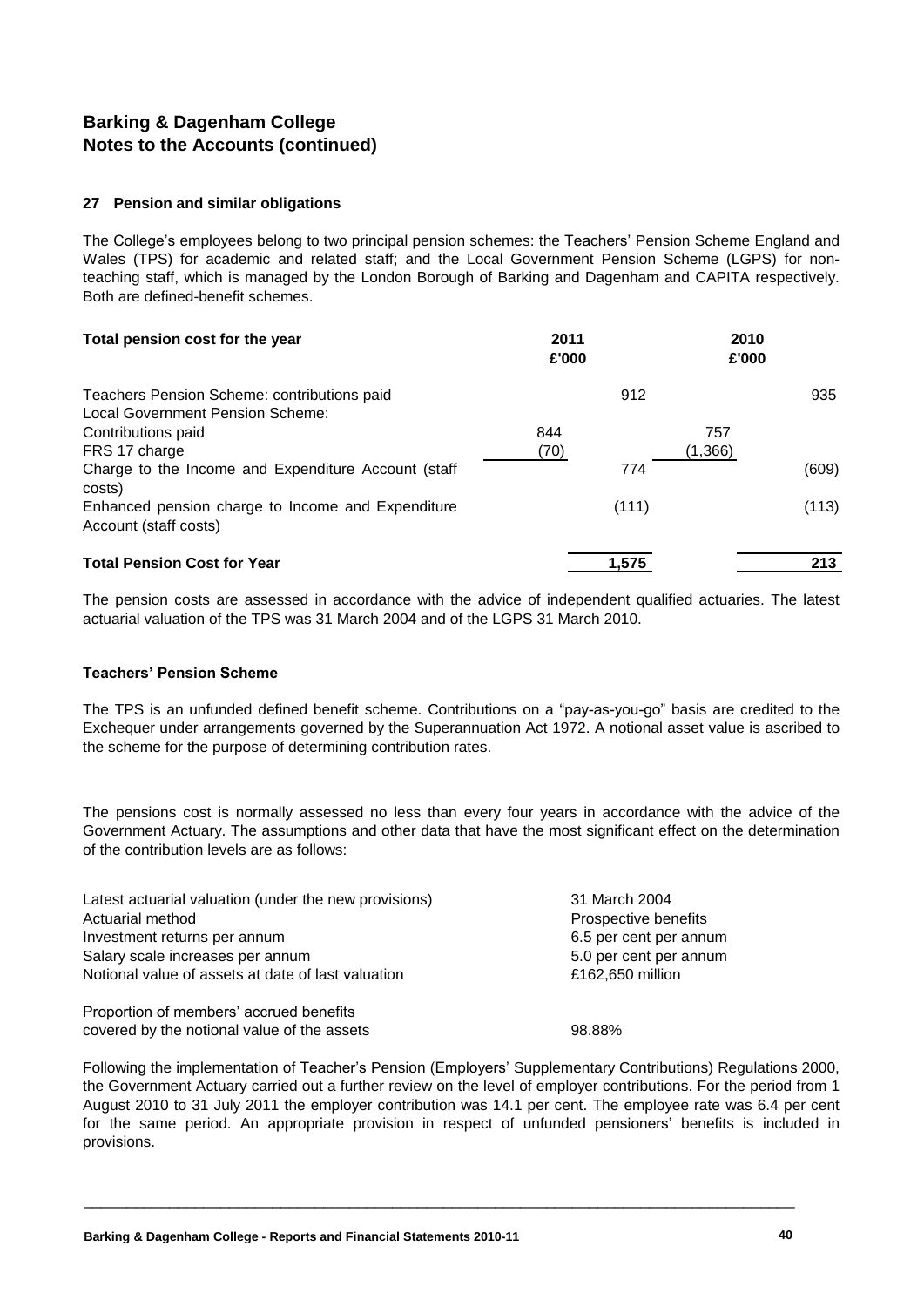**Barking & Dagenham College**
**Notes to the Accounts (continued)**

### 27 Pension and similar obligations

The College's employees belong to two principal pension schemes: the Teachers' Pension Scheme England and Wales (TPS) for academic and related staff; and the Local Government Pension Scheme (LGPS) for non-teaching staff, which is managed by the London Borough of Barking and Dagenham and CAPITA respectively. Both are defined-benefit schemes.

| Total pension cost for the year | 2011 £'000 | | 2010 £'000 | |
|---|---|---|---|---|
| Teachers Pension Scheme: contributions paid | | 912 | | 935 |
| Local Government Pension Scheme: | | | | |
| Contributions paid | 844 | | 757 | |
| FRS 17 charge | (70) | | (1,366) | |
| Charge to the Income and Expenditure Account (staff costs) | | 774 | | (609) |
| Enhanced pension charge to Income and Expenditure Account (staff costs) | | (111) | | (113) |
| **Total Pension Cost for Year** | | **1,575** | | **213** |

The pension costs are assessed in accordance with the advice of independent qualified actuaries. The latest actuarial valuation of the TPS was 31 March 2004 and of the LGPS 31 March 2010.

#### Teachers' Pension Scheme

The TPS is an unfunded defined benefit scheme. Contributions on a "pay-as-you-go" basis are credited to the Exchequer under arrangements governed by the Superannuation Act 1972. A notional asset value is ascribed to the scheme for the purpose of determining contribution rates.

The pensions cost is normally assessed no less than every four years in accordance with the advice of the Government Actuary. The assumptions and other data that have the most significant effect on the determination of the contribution levels are as follows:

| | |
|---|---|
| Latest actuarial valuation (under the new provisions) | 31 March 2004 |
| Actuarial method | Prospective benefits |
| Investment returns per annum | 6.5 per cent per annum |
| Salary scale increases per annum | 5.0 per cent per annum |
| Notional value of assets at date of last valuation | £162,650 million |
| Proportion of members' accrued benefits covered by the notional value of the assets | 98.88% |

Following the implementation of Teacher's Pension (Employers' Supplementary Contributions) Regulations 2000, the Government Actuary carried out a further review on the level of employer contributions. For the period from 1 August 2010 to 31 July 2011 the employer contribution was 14.1 per cent. The employee rate was 6.4 per cent for the same period. An appropriate provision in respect of unfunded pensioners' benefits is included in provisions.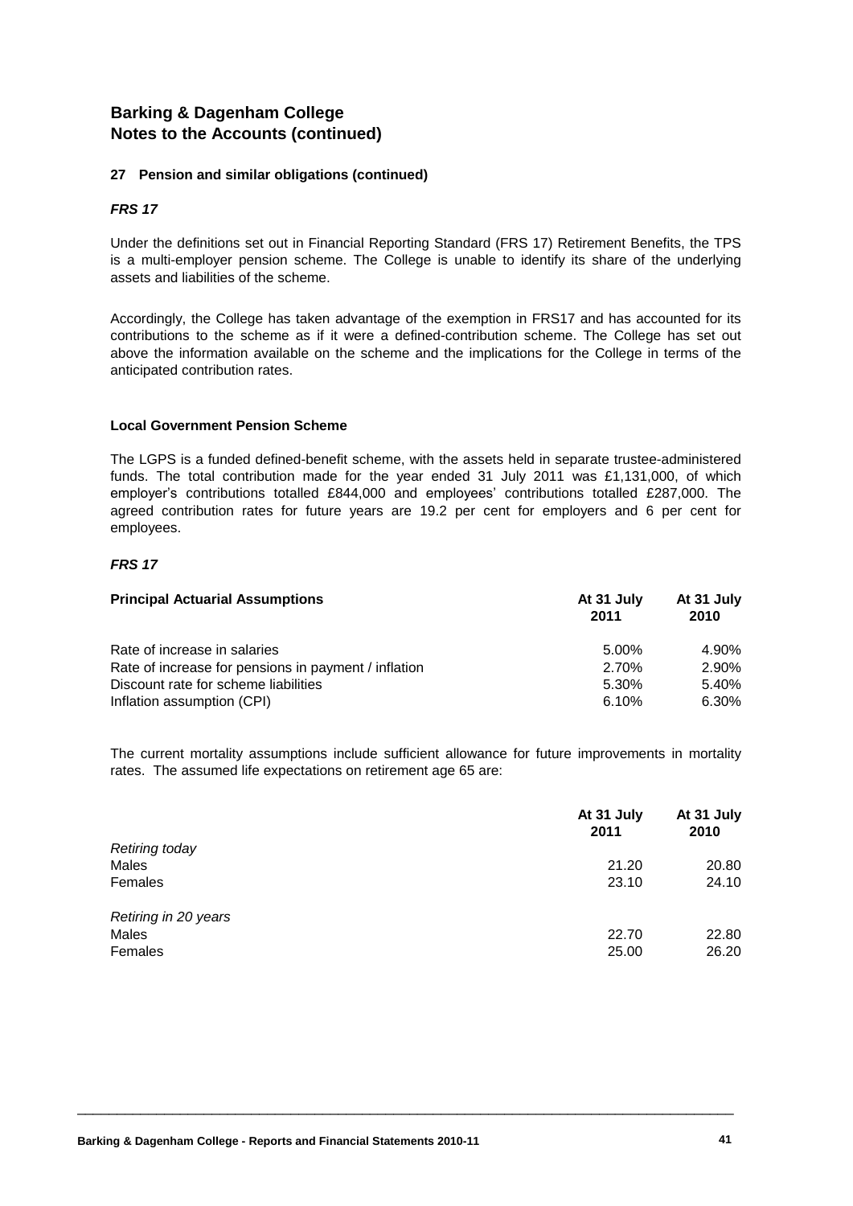# Barking & Dagenham College
# Notes to the Accounts (continued)

### 27 Pension and similar obligations (continued)

***FRS 17***

Under the definitions set out in Financial Reporting Standard (FRS 17) Retirement Benefits, the TPS is a multi-employer pension scheme. The College is unable to identify its share of the underlying assets and liabilities of the scheme.

Accordingly, the College has taken advantage of the exemption in FRS17 and has accounted for its contributions to the scheme as if it were a defined-contribution scheme. The College has set out above the information available on the scheme and the implications for the College in terms of the anticipated contribution rates.

**Local Government Pension Scheme**

The LGPS is a funded defined-benefit scheme, with the assets held in separate trustee-administered funds. The total contribution made for the year ended 31 July 2011 was £1,131,000, of which employer's contributions totalled £844,000 and employees' contributions totalled £287,000. The agreed contribution rates for future years are 19.2 per cent for employers and 6 per cent for employees.

***FRS 17***

| Principal Actuarial Assumptions | At 31 July 2011 | At 31 July 2010 |
|---|---|---|
| Rate of increase in salaries | 5.00% | 4.90% |
| Rate of increase for pensions in payment / inflation | 2.70% | 2.90% |
| Discount rate for scheme liabilities | 5.30% | 5.40% |
| Inflation assumption (CPI) | 6.10% | 6.30% |

The current mortality assumptions include sufficient allowance for future improvements in mortality rates. The assumed life expectations on retirement age 65 are:

| | At 31 July 2011 | At 31 July 2010 |
|---|---|---|
| *Retiring today* | | |
| Males | 21.20 | 20.80 |
| Females | 23.10 | 24.10 |
| *Retiring in 20 years* | | |
| Males | 22.70 | 22.80 |
| Females | 25.00 | 26.20 |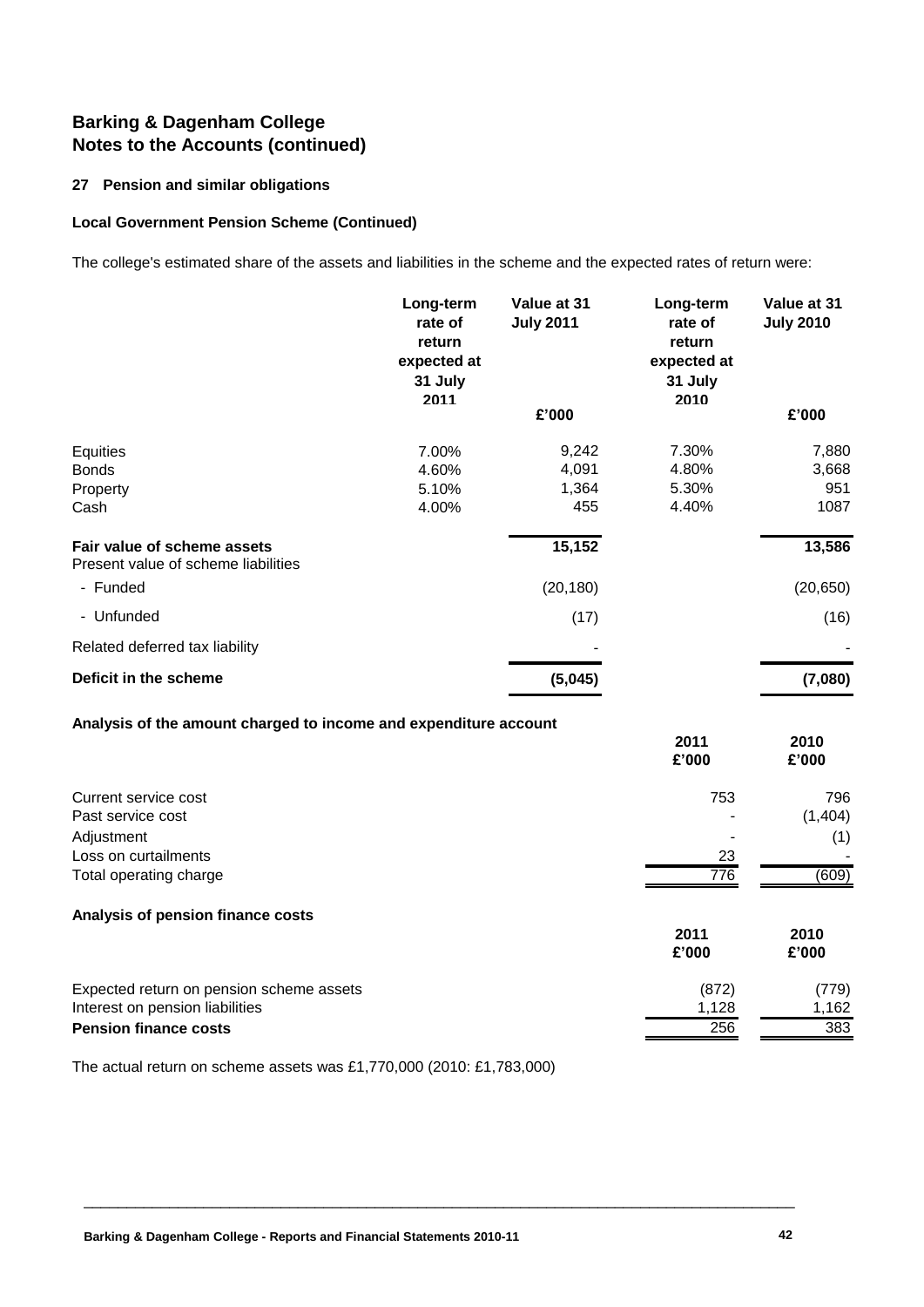# Barking & Dagenham College
# Notes to the Accounts (continued)

## 27 Pension and similar obligations

### Local Government Pension Scheme (Continued)

The college's estimated share of the assets and liabilities in the scheme and the expected rates of return were:

| | Long-term rate of return expected at 31 July 2011 | Value at 31 July 2011 | Long-term rate of return expected at 31 July 2010 | Value at 31 July 2010 |
|---|---|---|---|---|
| | | £'000 | | £'000 |
| Equities | 7.00% | 9,242 | 7.30% | 7,880 |
| Bonds | 4.60% | 4,091 | 4.80% | 3,668 |
| Property | 5.10% | 1,364 | 5.30% | 951 |
| Cash | 4.00% | 455 | 4.40% | 1087 |
| **Fair value of scheme assets** | | **15,152** | | **13,586** |
| Present value of scheme liabilities | | | | |
| - Funded | | (20,180) | | (20,650) |
| - Unfunded | | (17) | | (16) |
| Related deferred tax liability | | - | | - |
| **Deficit in the scheme** | | **(5,045)** | | **(7,080)** |

**Analysis of the amount charged to income and expenditure account**

| | 2011 £'000 | 2010 £'000 |
|---|---|---|
| Current service cost | 753 | 796 |
| Past service cost | - | (1,404) |
| Adjustment | - | (1) |
| Loss on curtailments | 23 | - |
| Total operating charge | 776 | (609) |

**Analysis of pension finance costs**

| | 2011 £'000 | 2010 £'000 |
|---|---|---|
| Expected return on pension scheme assets | (872) | (779) |
| Interest on pension liabilities | 1,128 | 1,162 |
| **Pension finance costs** | 256 | 383 |

The actual return on scheme assets was £1,770,000 (2010: £1,783,000)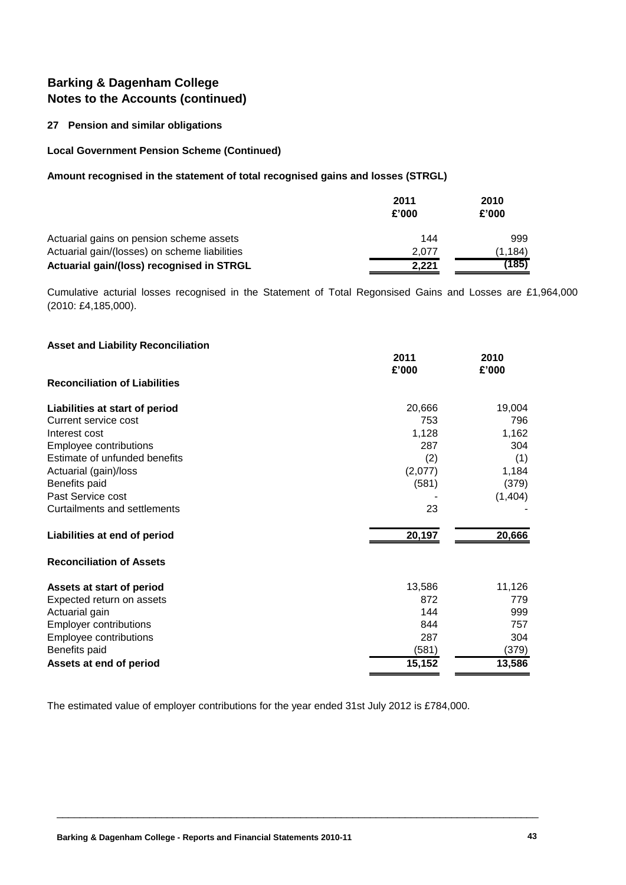## Barking & Dagenham College
## Notes to the Accounts (continued)

### 27 Pension and similar obligations

#### Local Government Pension Scheme (Continued)

#### Amount recognised in the statement of total recognised gains and losses (STRGL)

| | 2011<br>£'000 | 2010<br>£'000 |
|---|---|---|
| Actuarial gains on pension scheme assets | 144 | 999 |
| Actuarial gain/(losses) on scheme liabilities | 2,077 | (1,184) |
| **Actuarial gain/(loss) recognised in STRGL** | **2,221** | **(185)** |

Cumulative acturial losses recognised in the Statement of Total Regonsised Gains and Losses are £1,964,000 (2010: £4,185,000).

#### Asset and Liability Reconciliation

| | 2011<br>£'000 | 2010<br>£'000 |
|---|---|---|
| **Reconciliation of Liabilities** | | |
| **Liabilities at start of period** | 20,666 | 19,004 |
| Current service cost | 753 | 796 |
| Interest cost | 1,128 | 1,162 |
| Employee contributions | 287 | 304 |
| Estimate of unfunded benefits | (2) | (1) |
| Actuarial (gain)/loss | (2,077) | 1,184 |
| Benefits paid | (581) | (379) |
| Past Service cost | - | (1,404) |
| Curtailments and settlements | 23 | - |
| **Liabilities at end of period** | **20,197** | **20,666** |
| **Reconciliation of Assets** | | |
| **Assets at start of period** | 13,586 | 11,126 |
| Expected return on assets | 872 | 779 |
| Actuarial gain | 144 | 999 |
| Employer contributions | 844 | 757 |
| Employee contributions | 287 | 304 |
| Benefits paid | (581) | (379) |
| **Assets at end of period** | **15,152** | **13,586** |

The estimated value of employer contributions for the year ended 31st July 2012 is £784,000.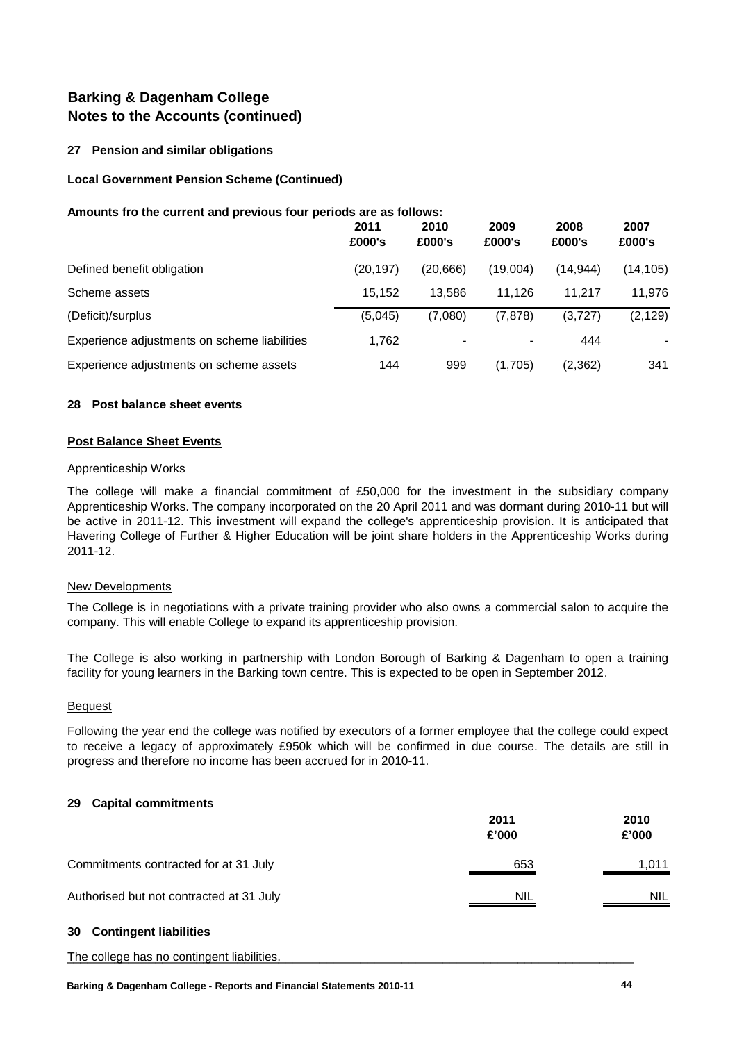## Barking & Dagenham College
## Notes to the Accounts (continued)

### 27 Pension and similar obligations

**Local Government Pension Scheme (Continued)**

**Amounts fro the current and previous four periods are as follows:**

| | 2011 £000's | 2010 £000's | 2009 £000's | 2008 £000's | 2007 £000's |
|---|---|---|---|---|---|
| Defined benefit obligation | (20,197) | (20,666) | (19,004) | (14,944) | (14,105) |
| Scheme assets | 15,152 | 13,586 | 11,126 | 11,217 | 11,976 |
| (Deficit)/surplus | (5,045) | (7,080) | (7,878) | (3,727) | (2,129) |
| Experience adjustments on scheme liabilities | 1,762 | - | - | 444 | - |
| Experience adjustments on scheme assets | 144 | 999 | (1,705) | (2,362) | 341 |

### 28 Post balance sheet events

**Post Balance Sheet Events**

Apprenticeship Works

The college will make a financial commitment of £50,000 for the investment in the subsidiary company Apprenticeship Works. The company incorporated on the 20 April 2011 and was dormant during 2010-11 but will be active in 2011-12. This investment will expand the college's apprenticeship provision. It is anticipated that Havering College of Further & Higher Education will be joint share holders in the Apprenticeship Works during 2011-12.

New Developments

The College is in negotiations with a private training provider who also owns a commercial salon to acquire the company. This will enable College to expand its apprenticeship provision.

The College is also working in partnership with London Borough of Barking & Dagenham to open a training facility for young learners in the Barking town centre. This is expected to be open in September 2012.

Bequest

Following the year end the college was notified by executors of a former employee that the college could expect to receive a legacy of approximately £950k which will be confirmed in due course. The details are still in progress and therefore no income has been accrued for in 2010-11.

### 29 Capital commitments

| | 2011 £'000 | 2010 £'000 |
|---|---|---|
| Commitments contracted for at 31 July | 653 | 1,011 |
| Authorised but not contracted at 31 July | NIL | NIL |

### 30 Contingent liabilities

The college has no contingent liabilities.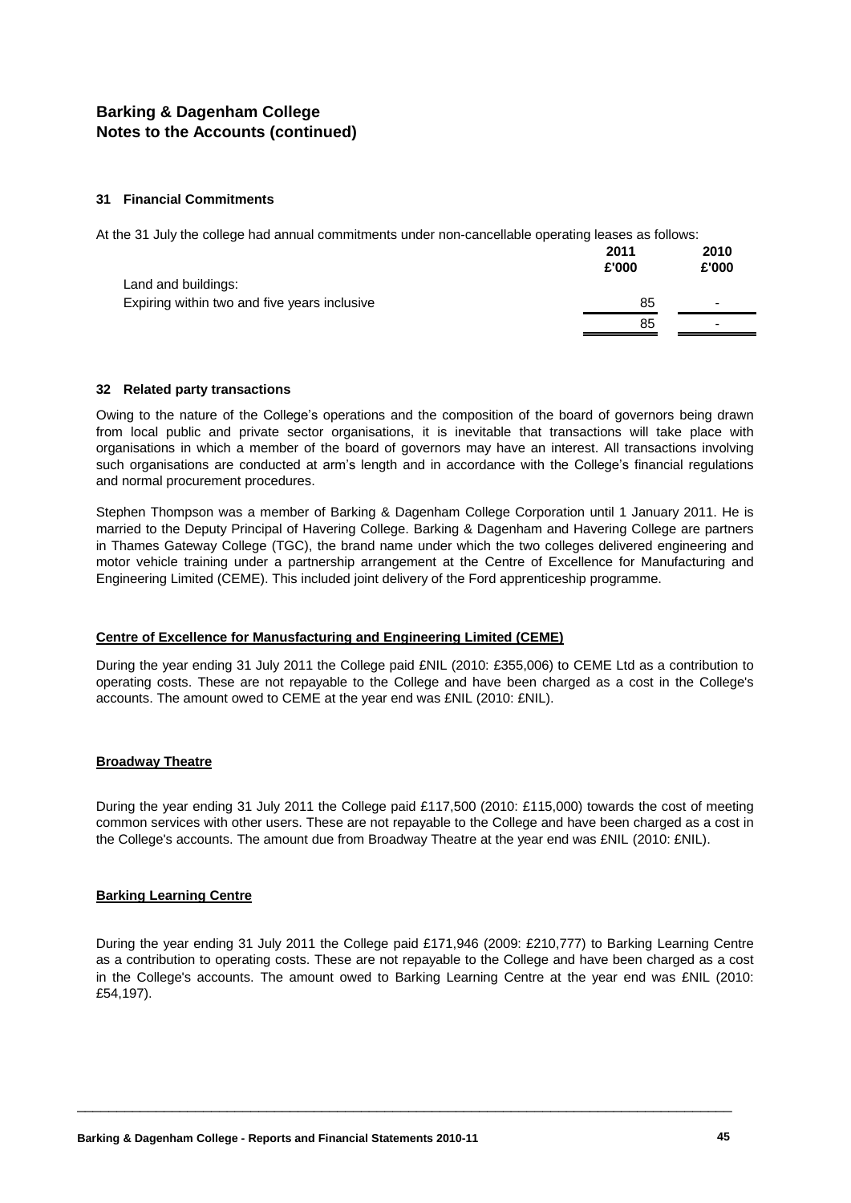**Barking & Dagenham College**
**Notes to the Accounts (continued)**

### 31 Financial Commitments

At the 31 July the college had annual commitments under non-cancellable operating leases as follows:

| | 2011 £'000 | 2010 £'000 |
|---|---|---|
| Land and buildings: | | |
| Expiring within two and five years inclusive | 85 | - |
| | 85 | - |

### 32 Related party transactions

Owing to the nature of the College's operations and the composition of the board of governors being drawn from local public and private sector organisations, it is inevitable that transactions will take place with organisations in which a member of the board of governors may have an interest. All transactions involving such organisations are conducted at arm's length and in accordance with the College's financial regulations and normal procurement procedures.

Stephen Thompson was a member of Barking & Dagenham College Corporation until 1 January 2011. He is married to the Deputy Principal of Havering College. Barking & Dagenham and Havering College are partners in Thames Gateway College (TGC), the brand name under which the two colleges delivered engineering and motor vehicle training under a partnership arrangement at the Centre of Excellence for Manufacturing and Engineering Limited (CEME). This included joint delivery of the Ford apprenticeship programme.

**Centre of Excellence for Manusfacturing and Engineering Limited (CEME)**

During the year ending 31 July 2011 the College paid £NIL (2010: £355,006) to CEME Ltd as a contribution to operating costs. These are not repayable to the College and have been charged as a cost in the College's accounts. The amount owed to CEME at the year end was £NIL (2010: £NIL).

**Broadway Theatre**

During the year ending 31 July 2011 the College paid £117,500 (2010: £115,000) towards the cost of meeting common services with other users. These are not repayable to the College and have been charged as a cost in the College's accounts. The amount due from Broadway Theatre at the year end was £NIL (2010: £NIL).

**Barking Learning Centre**

During the year ending 31 July 2011 the College paid £171,946 (2009: £210,777) to Barking Learning Centre as a contribution to operating costs. These are not repayable to the College and have been charged as a cost in the College's accounts. The amount owed to Barking Learning Centre at the year end was £NIL (2010: £54,197).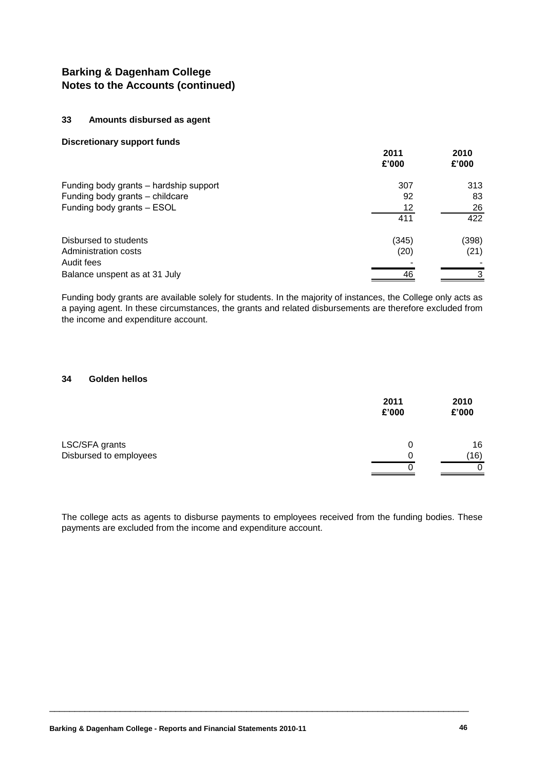# Barking & Dagenham College
# Notes to the Accounts (continued)

### 33 Amounts disbursed as agent

**Discretionary support funds**

| | 2011 £'000 | 2010 £'000 |
|---|---|---|
| Funding body grants – hardship support | 307 | 313 |
| Funding body grants – childcare | 92 | 83 |
| Funding body grants – ESOL | 12 | 26 |
| | 411 | 422 |
| Disbursed to students | (345) | (398) |
| Administration costs | (20) | (21) |
| Audit fees | - | - |
| Balance unspent as at 31 July | 46 | 3 |

Funding body grants are available solely for students. In the majority of instances, the College only acts as a paying agent. In these circumstances, the grants and related disbursements are therefore excluded from the income and expenditure account.

### 34 Golden hellos

| | 2011 £'000 | 2010 £'000 |
|---|---|---|
| LSC/SFA grants | 0 | 16 |
| Disbursed to employees | 0 | (16) |
| | 0 | 0 |

The college acts as agents to disburse payments to employees received from the funding bodies. These payments are excluded from the income and expenditure account.